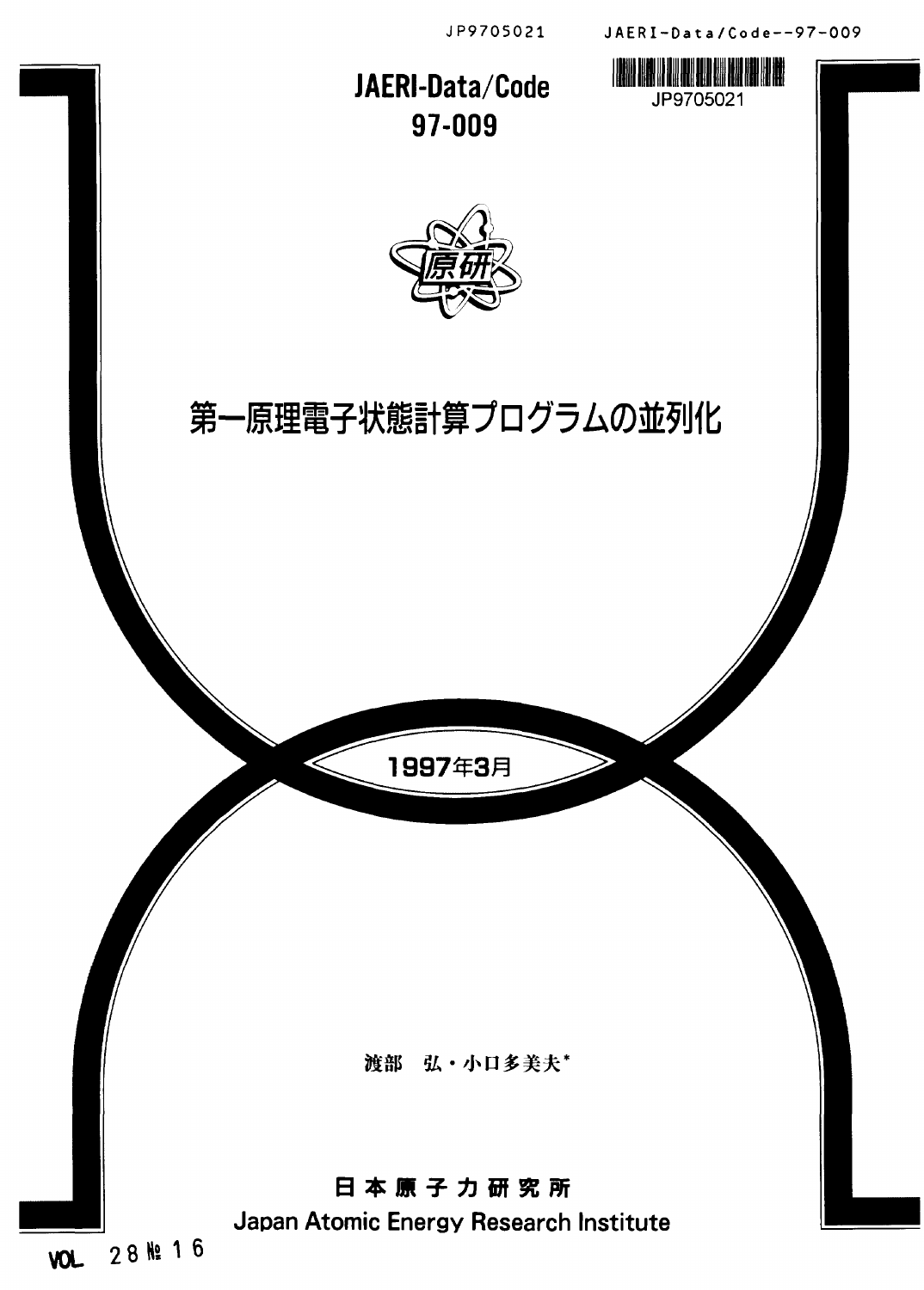JP9705021 JAERI-Data/Code--97-009

JAERI-Data/Code
97-009

JP9705021

原研

# 第一原理電子状態計算プログラムの並列化

1997年3月

渡部　弘・小口多美夫*

日本原子力研究所
Japan Atomic Energy Research Institute

VOL 28 № 16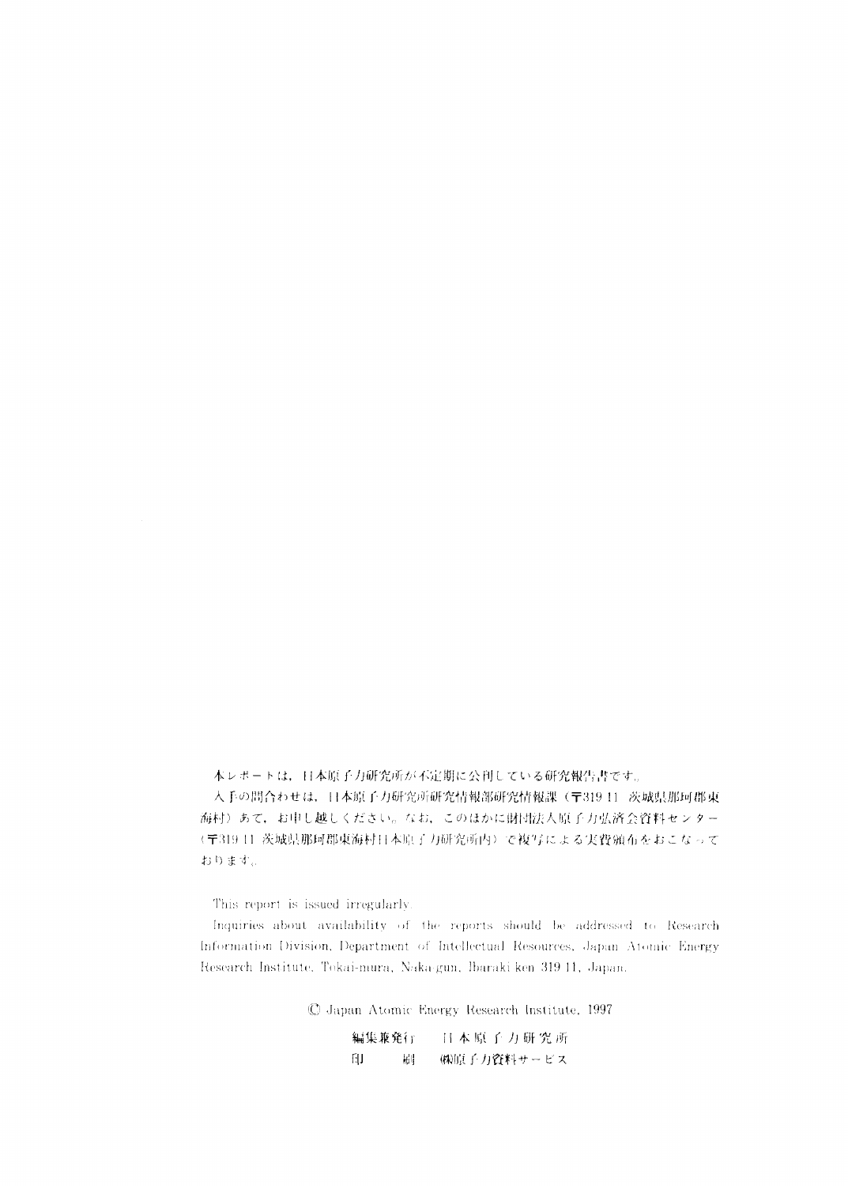本レポートは，日本原子力研究所が不定期に公刊している研究報告書です。

入手の問合わせは，日本原子力研究所研究情報部研究情報課（〒319-11 茨城県那珂郡東海村）あて，お申し越しください。なお，このほかに財団法人原子力弘済会資料センター（〒319-11 茨城県那珂郡東海村日本原子力研究所内）で複写による実費頒布をおこなっております。

This report is issued irregularly.

Inquiries about availability of the reports should be addressed to Research Information Division, Department of Intellectual Resources, Japan Atomic Energy Research Institute, Tokai-mura, Naka-gun, Ibaraki-ken 319-11, Japan.

© Japan Atomic Energy Research Institute, 1997

編集兼発行　日本原子力研究所
印　　　刷　㈱原子力資料サービス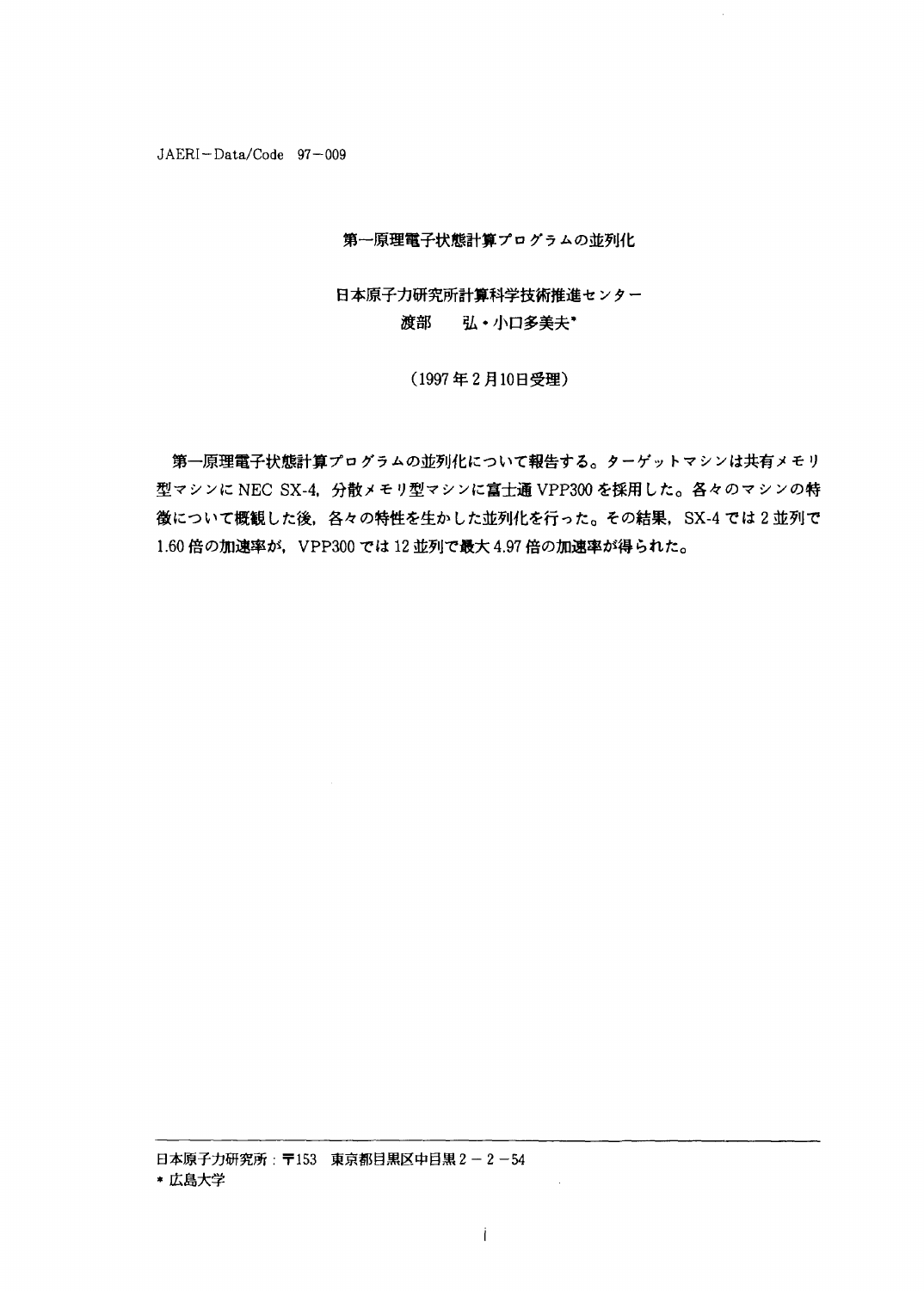JAERI－Data/Code　97－009

# 第一原理電子状態計算プログラムの並列化

日本原子力研究所計算科学技術推進センター

渡部　　弘・小口多美夫*

（1997年2月10日受理）

第一原理電子状態計算プログラムの並列化について報告する。ターゲットマシンは共有メモリ型マシンにNEC SX-4，分散メモリ型マシンに富士通VPP300を採用した。各々のマシンの特徴について概観した後，各々の特性を生かした並列化を行った。その結果，SX-4では2並列で1.60倍の加速率が，VPP300では12並列で最大4.97倍の加速率が得られた。

---

日本原子力研究所：〒153　東京都目黒区中目黒2－2－54

* 広島大学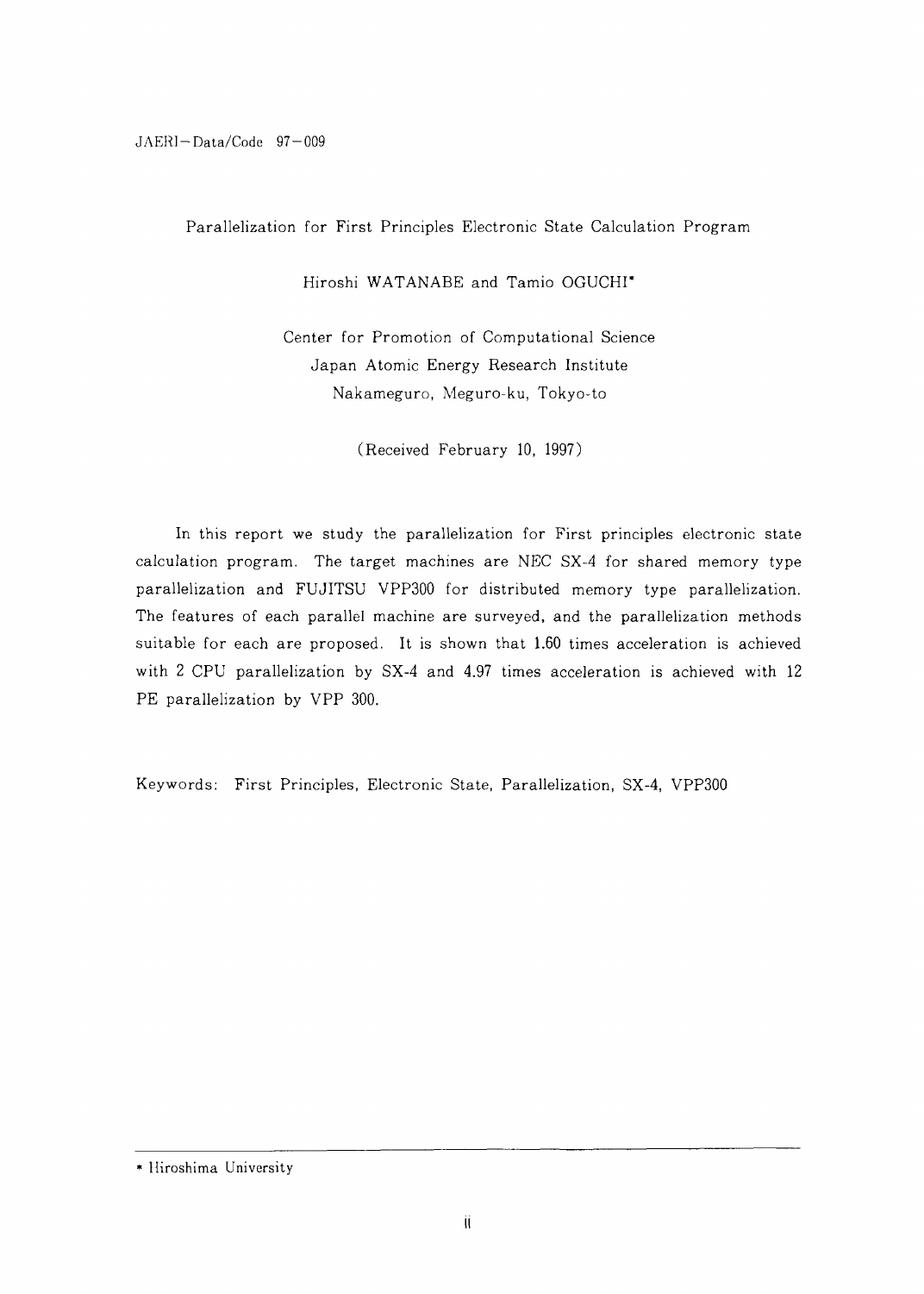Parallelization for First Principles Electronic State Calculation Program

Hiroshi WATANABE and Tamio OGUCHI*

Center for Promotion of Computational Science
Japan Atomic Energy Research Institute
Nakameguro, Meguro-ku, Tokyo-to

(Received February 10, 1997)

In this report we study the parallelization for First principles electronic state calculation program. The target machines are NEC SX-4 for shared memory type parallelization and FUJITSU VPP300 for distributed memory type parallelization. The features of each parallel machine are surveyed, and the parallelization methods suitable for each are proposed. It is shown that 1.60 times acceleration is achieved with 2 CPU parallelization by SX-4 and 4.97 times acceleration is achieved with 12 PE parallelization by VPP 300.

Keywords: First Principles, Electronic State, Parallelization, SX-4, VPP300

---

\* Hiroshima University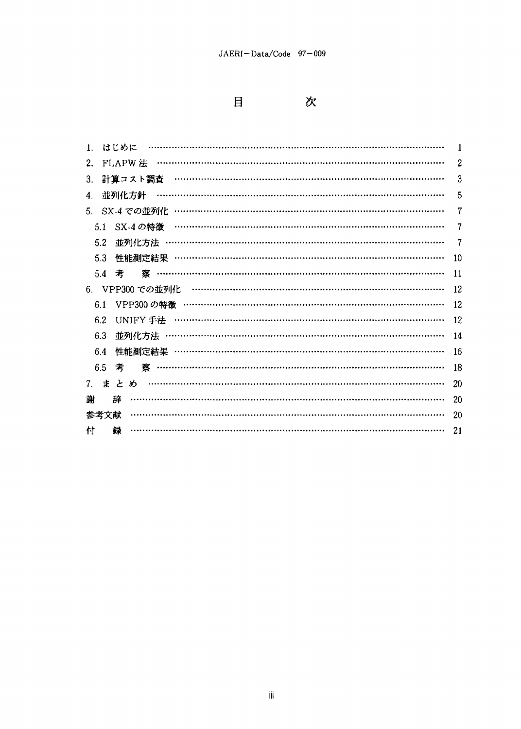# 目　　次

1. はじめに …… 1
2. FLAPW 法 …… 2
3. 計算コスト調査 …… 3
4. 並列化方針 …… 5
5. SX-4 での並列化 …… 7
   - 5.1 SX-4 の特徴 …… 7
   - 5.2 並列化方法 …… 7
   - 5.3 性能測定結果 …… 10
   - 5.4 考　察 …… 11
6. VPP300 での並列化 …… 12
   - 6.1 VPP300 の特徴 …… 12
   - 6.2 UNIFY 手法 …… 12
   - 6.3 並列化方法 …… 14
   - 6.4 性能測定結果 …… 16
   - 6.5 考　察 …… 18
7. まとめ …… 20

謝　辞 …… 20

参考文献 …… 20

付　録 …… 21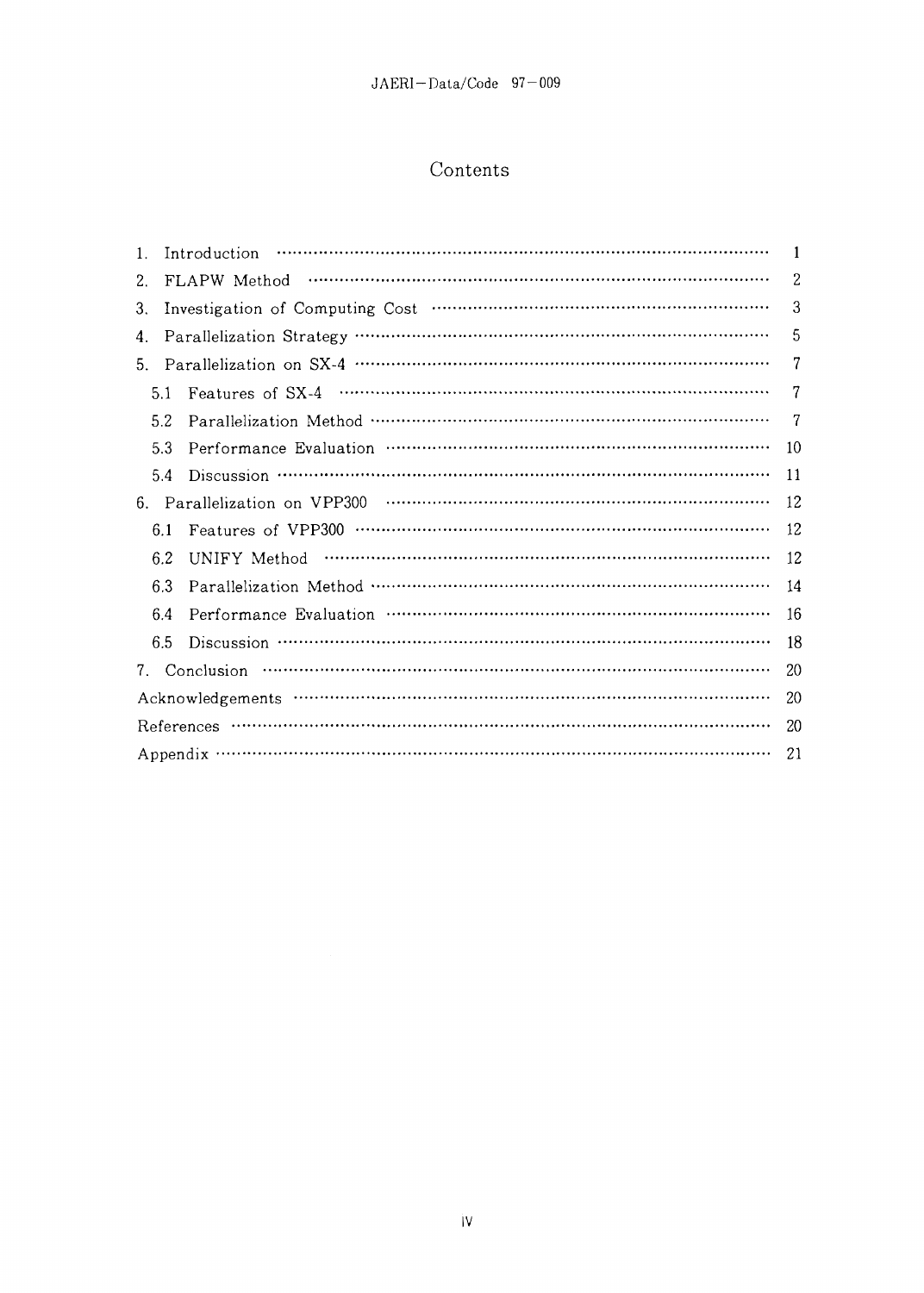# Contents

1. Introduction ........ 1
2. FLAPW Method ........ 2
3. Investigation of Computing Cost ........ 3
4. Parallelization Strategy ........ 5
5. Parallelization on SX-4 ........ 7
   - 5.1 Features of SX-4 ........ 7
   - 5.2 Parallelization Method ........ 7
   - 5.3 Performance Evaluation ........ 10
   - 5.4 Discussion ........ 11
6. Parallelization on VPP300 ........ 12
   - 6.1 Features of VPP300 ........ 12
   - 6.2 UNIFY Method ........ 12
   - 6.3 Parallelization Method ........ 14
   - 6.4 Performance Evaluation ........ 16
   - 6.5 Discussion ........ 18
7. Conclusion ........ 20

Acknowledgements ........ 20

References ........ 20

Appendix ........ 21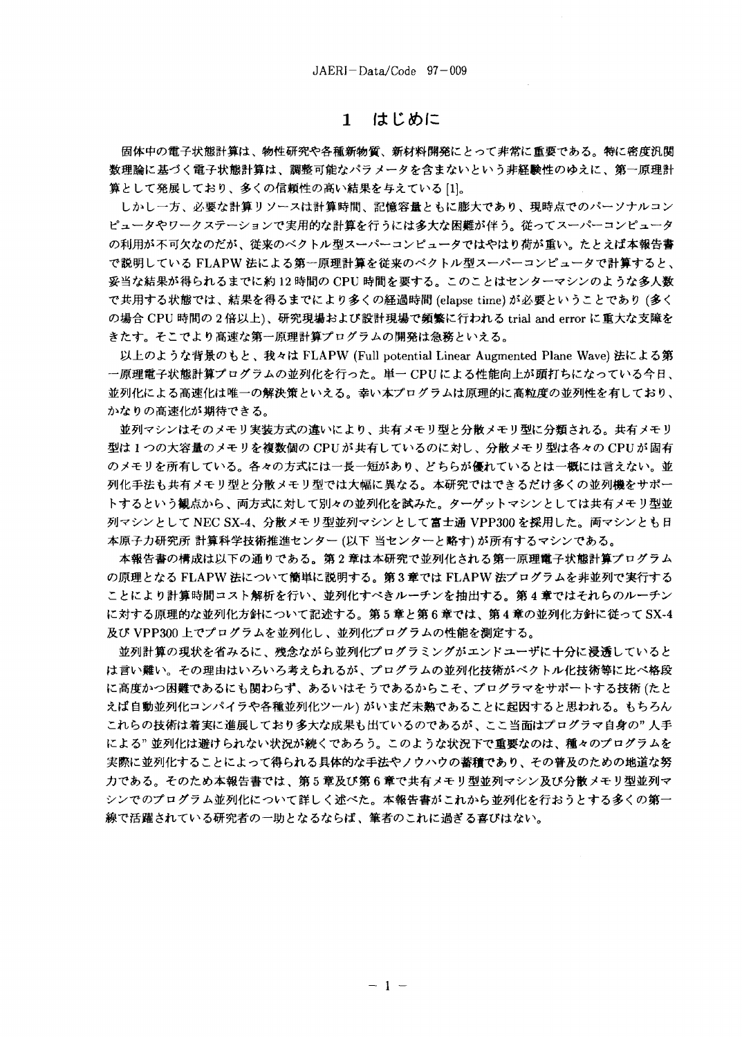# 1 はじめに

固体中の電子状態計算は、物性研究や各種新物質、新材料開発にとって非常に重要である。特に密度汎関数理論に基づく電子状態計算は、調整可能なパラメータを含まないという非経験性のゆえに、第一原理計算として発展しており、多くの信頼性の高い結果を与えている [1]。

しかし一方、必要な計算リソースは計算時間、記憶容量ともに膨大であり、現時点でのパーソナルコンピュータやワークステーションで実用的な計算を行うには多大な困難が伴う。従ってスーパーコンピュータの利用が不可欠なのだが、従来のベクトル型スーパーコンピュータではやはり荷が重い。たとえば本報告書で説明している FLAPW 法による第一原理計算を従来のベクトル型スーパーコンピュータで計算すると、妥当な結果が得られるまでに約 12 時間の CPU 時間を要する。このことはセンターマシンのような多人数で共用する状態では、結果を得るまでにより多くの経過時間 (elapse time) が必要ということであり (多くの場合 CPU 時間の 2 倍以上)、研究現場および設計現場で頻繁に行われる trial and error に重大な支障をきたす。そこでより高速な第一原理計算プログラムの開発は急務といえる。

以上のような背景のもと、我々は FLAPW (Full potential Linear Augmented Plane Wave) 法による第一原理電子状態計算プログラムの並列化を行った。単一 CPU による性能向上が頭打ちになっている今日、並列化による高速化は唯一の解決策といえる。幸い本プログラムは原理的に高粒度の並列性を有しており、かなりの高速化が期待できる。

並列マシンはそのメモリ実装方式の違いにより、共有メモリ型と分散メモリ型に分類される。共有メモリ型は 1 つの大容量のメモリを複数個の CPU が共有しているのに対し、分散メモリ型は各々の CPU が固有のメモリを所有している。各々の方式には一長一短があり、どちらが優れているとは一概には言えない。並列化手法も共有メモリ型と分散メモリ型では大幅に異なる。本研究ではできるだけ多くの並列機をサポートするという観点から、両方式に対して別々の並列化を試みた。ターゲットマシンとしては共有メモリ型並列マシンとして NEC SX-4、分散メモリ型並列マシンとして富士通 VPP300 を採用した。両マシンとも日本原子力研究所 計算科学技術推進センター (以下 当センターと略す) が所有するマシンである。

本報告書の構成は以下の通りである。第 2 章は本研究で並列化される第一原理電子状態計算プログラムの原理となる FLAPW 法について簡単に説明する。第 3 章では FLAPW 法プログラムを非並列で実行することにより計算時間コスト解析を行い、並列化すべきルーチンを抽出する。第 4 章ではそれらのルーチンに対する原理的な並列化方針について記述する。第 5 章と第 6 章では、第 4 章の並列化方針に従って SX-4 及び VPP300 上でプログラムを並列化し、並列化プログラムの性能を測定する。

並列計算の現状を省みるに、残念ながら並列化プログラミングがエンドユーザに十分に浸透しているとは言い難い。その理由はいろいろ考えられるが、プログラムの並列化技術がベクトル化技術等に比べ格段に高度かつ困難であるにも関わらず、あるいはそうであるからこそ、プログラマをサポートする技術 (たとえば自動並列化コンパイラや各種並列化ツール) がいまだ未熟であることに起因すると思われる。もちろんこれらの技術は着実に進展しており多大な成果も出ているのであるが、ここ当面はプログラマ自身の"人手による"並列化は避けられない状況が続くであろう。このような状況下で重要なのは、種々のプログラムを実際に並列化することによって得られる具体的な手法やノウハウの蓄積であり、その普及のための地道な努力である。そのため本報告書では、第 5 章及び第 6 章で共有メモリ型並列マシン及び分散メモリ型並列マシンでのプログラム並列化について詳しく述べた。本報告書がこれから並列化を行おうとする多くの第一線で活躍されている研究者の一助となるならば、筆者のこれに過ぎる喜びはない。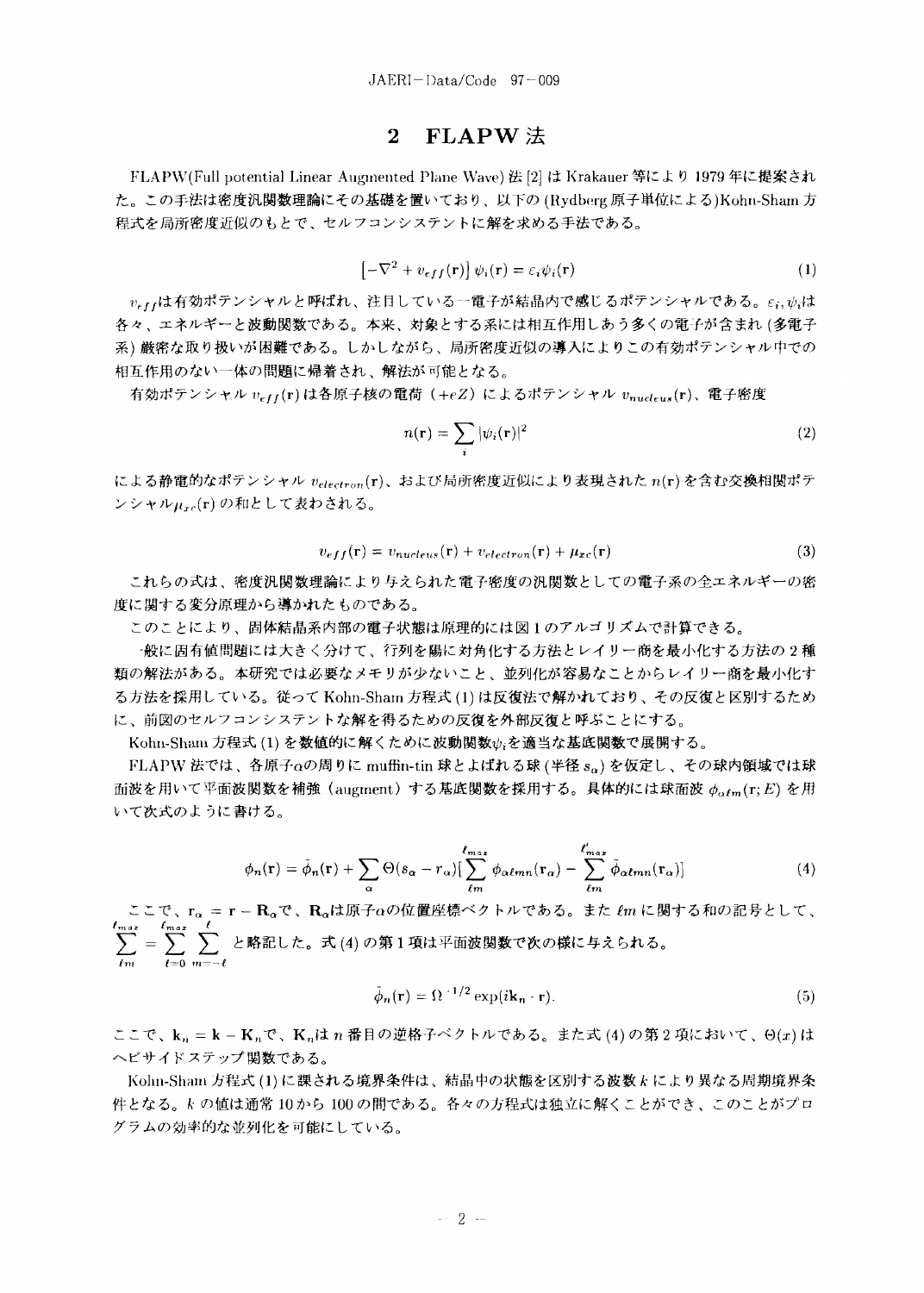## 2 FLAPW 法

FLAPW(Full potential Linear Augmented Plane Wave) 法 [2] は Krakauer 等により 1979 年に提案された。この手法は密度汎関数理論にその基礎を置いており、以下の (Rydberg 原子単位による)Kohn-Sham 方程式を局所密度近似のもとで、セルフコンシステントに解を求める手法である。

$$\left[-\nabla^2 + v_{eff}(\mathbf{r})\right]\psi_i(\mathbf{r}) = \varepsilon_i\psi_i(\mathbf{r}) \tag{1}$$

$v_{eff}$は有効ポテンシャルと呼ばれ、注目している一電子が結晶内で感じるポテンシャルである。$\varepsilon_i, \psi_i$は各々、エネルギーと波動関数である。本来、対象とする系には相互作用しあう多くの電子が含まれ (多電子系) 厳密な取り扱いが困難である。しかしながら、局所密度近似の導入によりこの有効ポテンシャル中での相互作用のない一体の問題に帰着され、解法が可能となる。

有効ポテンシャル $v_{eff}(\mathbf{r})$ は各原子核の電荷 ($+eZ$) によるポテンシャル $v_{nucleus}(\mathbf{r})$、電子密度

$$n(\mathbf{r}) = \sum_i |\psi_i(\mathbf{r})|^2 \tag{2}$$

による静電的なポテンシャル $v_{electron}(\mathbf{r})$、および局所密度近似により表現された $n(\mathbf{r})$ を含む交換相関ポテンシャル$\mu_{xc}(\mathbf{r})$ の和として表わされる。

$$v_{eff}(\mathbf{r}) = v_{nucleus}(\mathbf{r}) + v_{electron}(\mathbf{r}) + \mu_{xc}(\mathbf{r}) \tag{3}$$

これらの式は、密度汎関数理論により与えられた電子密度の汎関数としての電子系の全エネルギーの密度に関する変分原理から導かれたものである。

このことにより、固体結晶系内部の電子状態は原理的には図 1 のアルゴリズムで計算できる。

一般に固有値問題には大きく分けて、行列を陽に対角化する方法とレイリー商を最小化する方法の 2 種類の解法がある。本研究では必要なメモリが少ないこと、並列化が容易なことからレイリー商を最小化する方法を採用している。従って Kohn-Sham 方程式 (1) は反復法で解かれており、その反復と区別するために、前図のセルフコンシステントな解を得るための反復を外部反復と呼ぶことにする。

Kohn-Sham 方程式 (1) を数値的に解くために波動関数$\psi_i$を適当な基底関数で展開する。

FLAPW 法では、各原子$\alpha$の周りに muffin-tin 球とよばれる球 (半径 $s_\alpha$) を仮定し、その球内領域では球面波を用いて平面波関数を補強 (augment) する基底関数を採用する。具体的には球面波 $\phi_{\alpha\ell m}(\mathbf{r};E)$ を用いて次式のように書ける。

$$\phi_n(\mathbf{r}) = \bar{\phi}_n(\mathbf{r}) + \sum_\alpha \Theta(s_\alpha - r_\alpha)\left[\sum_{\ell m}^{\ell_{max}} \phi_{\alpha\ell mn}(\mathbf{r}_\alpha) - \sum_{\ell m}^{\ell'_{max}} \bar{\phi}_{\alpha\ell mn}(\mathbf{r}_\alpha)\right] \tag{4}$$

ここで、$\mathbf{r}_\alpha = \mathbf{r} - \mathbf{R}_\alpha$で、$\mathbf{R}_\alpha$は原子$\alpha$の位置座標ベクトルである。また $\ell m$ に関する和の記号として、$\sum_{\ell m}^{\ell_{max}} = \sum_{\ell=0}^{\ell_{max}} \sum_{m=-\ell}^{\ell}$ と略記した。式 (4) の第 1 項は平面波関数で次の様に与えられる。

$$\bar{\phi}_n(\mathbf{r}) = \Omega^{-1/2}\exp(i\mathbf{k}_n \cdot \mathbf{r}). \tag{5}$$

ここで、$\mathbf{k}_n = \mathbf{k} - \mathbf{K}_n$で、$\mathbf{K}_n$は $n$ 番目の逆格子ベクトルである。また式 (4) の第 2 項において、$\Theta(x)$ はヘビサイドステップ関数である。

Kohn-Sham 方程式 (1) に課される境界条件は、結晶中の状態を区別する波数 $k$ により異なる周期境界条件となる。$k$ の値は通常 10 から 100 の間である。各々の方程式は独立に解くことができ、このことがプログラムの効率的な並列化を可能にしている。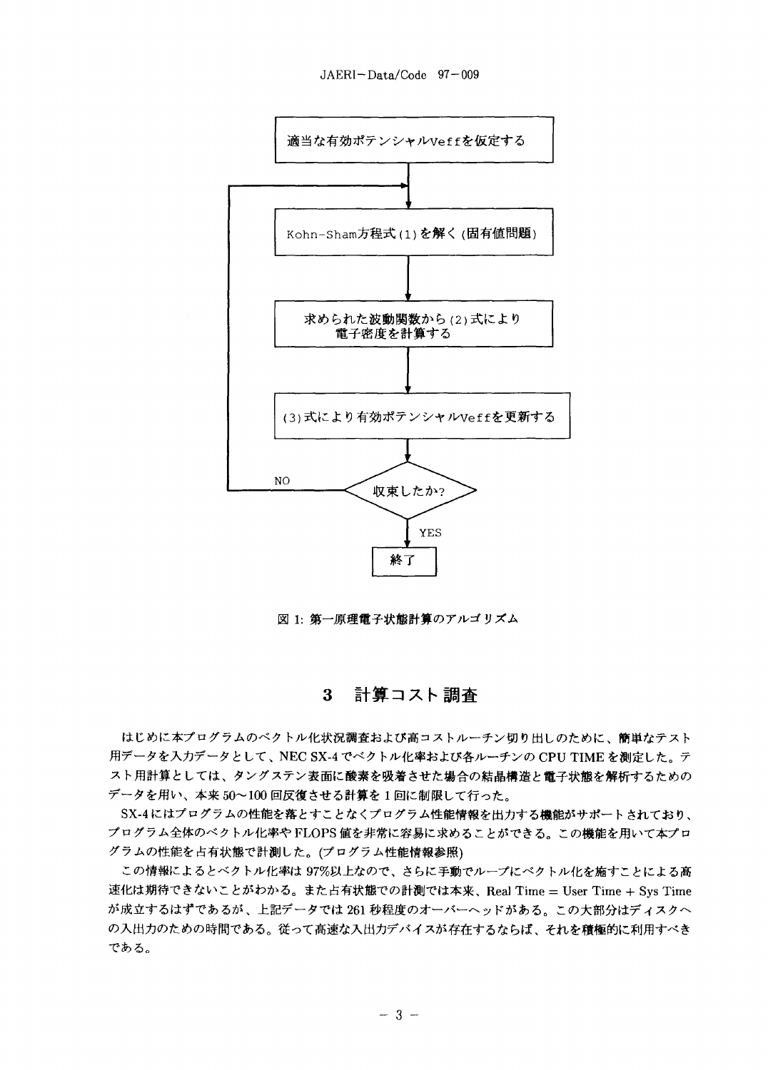適当な有効ポテンシャルVeffを仮定する

Kohn-Sham方程式(1)を解く(固有値問題)

求められた波動関数から(2)式により電子密度を計算する

(3)式により有効ポテンシャルVeffを更新する

収束したか?

NO

YES

終了

図 1: 第一原理電子状態計算のアルゴリズム

## 3 計算コスト調査

はじめに本プログラムのベクトル化状況調査および高コストルーチン切り出しのために、簡単なテスト用データを入力データとして、NEC SX-4でベクトル化率および各ルーチンのCPU TIMEを測定した。テスト用計算としては、タングステン表面に酸素を吸着させた場合の結晶構造と電子状態を解析するためのデータを用い、本来50〜100回反復させる計算を1回に制限して行った。

SX-4にはプログラムの性能を落とすことなくプログラム性能情報を出力する機能がサポートされており、プログラム全体のベクトル化率やFLOPS値を非常に容易に求めることができる。この機能を用いて本プログラムの性能を占有状態で計測した。(プログラム性能情報参照)

この情報によるとベクトル化率は97%以上なので、さらに手動でループにベクトル化を施すことによる高速化は期待できないことがわかる。また占有状態での計測では本来、Real Time = User Time + Sys Timeが成立するはずであるが、上記データでは261秒程度のオーバーヘッドがある。この大部分はディスクへの入出力のための時間である。従って高速な入出力デバイスが存在するならば、それを積極的に利用すべきである。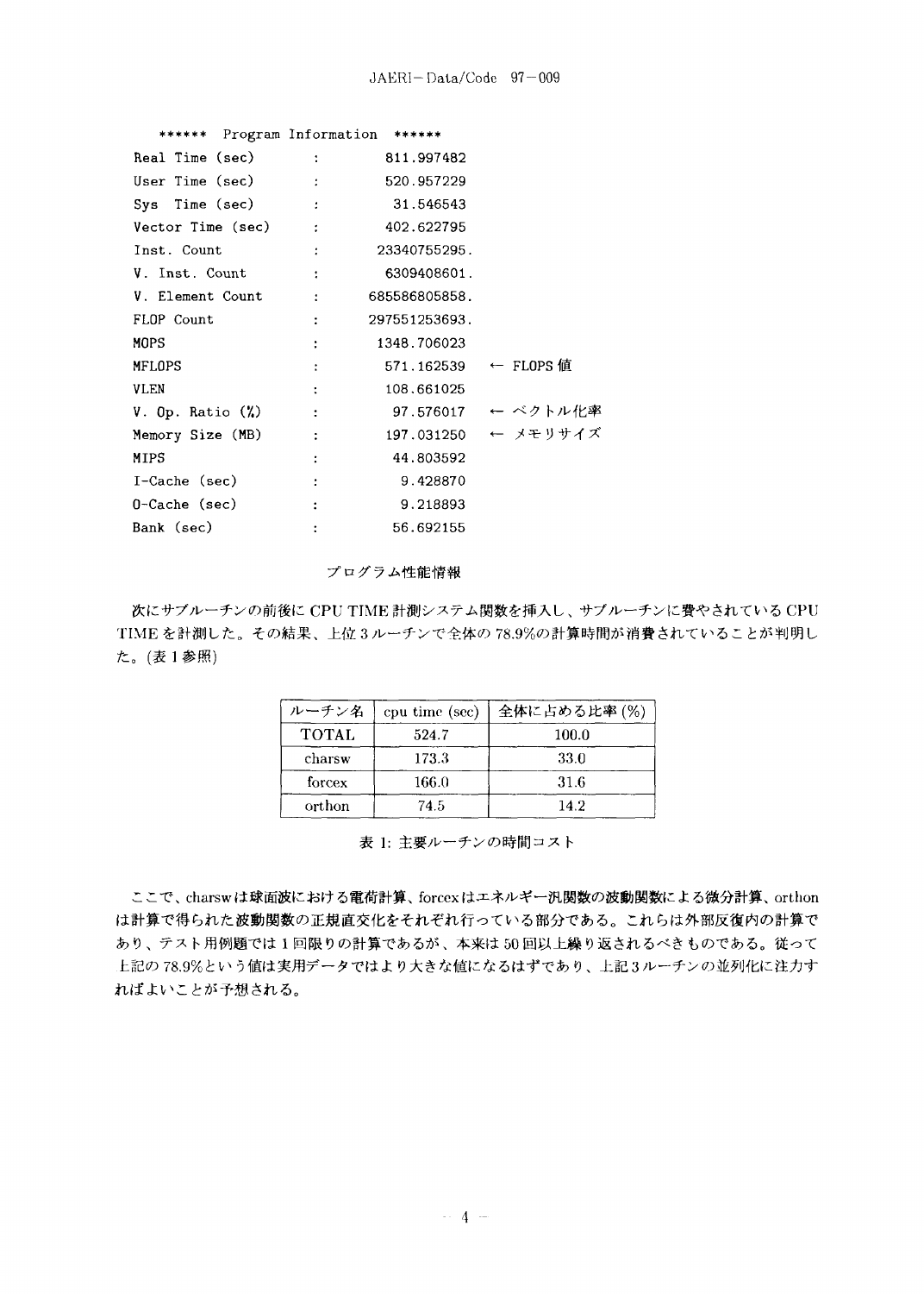```
****** Program Information ******
Real Time (sec)       :    811.997482
User Time (sec)       :    520.957229
Sys  Time (sec)       :     31.546543
Vector Time (sec)     :    402.622795
Inst. Count           :   23340755295.
V. Inst. Count        :    6309408601.
V. Element Count      :  685586805858.
FLOP Count            :  297551253693.
MOPS                  :   1348.706023
MFLOPS                :    571.162539   ← FLOPS 値
VLEN                  :    108.661025
V. Op. Ratio (%)      :     97.576017   ← ベクトル化率
Memory Size (MB)      :    197.031250   ← メモリサイズ
MIPS                  :     44.803592
I-Cache (sec)         :      9.428870
O-Cache (sec)         :      9.218893
Bank (sec)            :     56.692155
```

プログラム性能情報

次にサブルーチンの前後に CPU TIME 計測システム関数を挿入し、サブルーチンに費やされている CPU TIME を計測した。その結果、上位 3 ルーチンで全体の 78.9%の計算時間が消費されていることが判明した。(表 1 参照)

| ルーチン名 | cpu time (sec) | 全体に占める比率 (%) |
|---|---|---|
| TOTAL | 524.7 | 100.0 |
| charsw | 173.3 | 33.0 |
| forcex | 166.0 | 31.6 |
| orthon | 74.5 | 14.2 |

表 1: 主要ルーチンの時間コスト

ここで、charsw は球面波における電荷計算、forcex はエネルギー汎関数の波動関数による微分計算、orthon は計算で得られた波動関数の正規直交化をそれぞれ行っている部分である。これらは外部反復内の計算であり、テスト用例題では 1 回限りの計算であるが、本来は 50 回以上繰り返されるべきものである。従って上記の 78.9%という値は実用データではより大きな値になるはずであり、上記 3 ルーチンの並列化に注力すればよいことが予想される。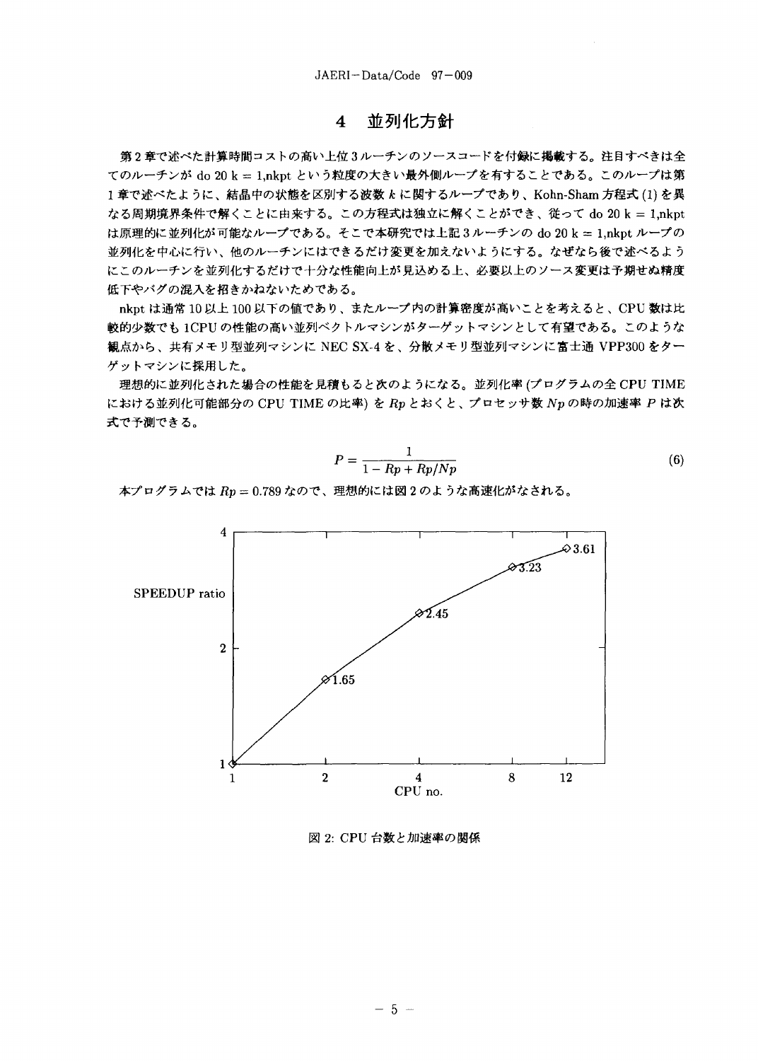# 4 並列化方針

第2章で述べた計算時間コストの高い上位3ルーチンのソースコードを付録に掲載する。注目すべきは全てのルーチンが do 20 k = 1,nkpt という粒度の大きい最外側ループを有することである。このループは第1章で述べたように、結晶中の状態を区別する波数 $k$ に関するループであり、Kohn-Sham 方程式 (1) を異なる周期境界条件で解くことに由来する。この方程式は独立に解くことができ、従って do 20 k = 1,nkpt は原理的に並列化が可能なループである。そこで本研究では上記3ルーチンの do 20 k = 1,nkpt ループの並列化を中心に行い、他のルーチンにはできるだけ変更を加えないようにする。なぜなら後で述べるようにこのルーチンを並列化するだけで十分な性能向上が見込める上、必要以上のソース変更は予期せぬ精度低下やバグの混入を招きかねないためである。

nkpt は通常10以上100以下の値であり、またループ内の計算密度が高いことを考えると、CPU 数は比較的少数でも 1CPU の性能の高い並列ベクトルマシンがターゲットマシンとして有望である。このような観点から、共有メモリ型並列マシンに NEC SX-4 を、分散メモリ型並列マシンに富士通 VPP300 をターゲットマシンに採用した。

理想的に並列化された場合の性能を見積もると次のようになる。並列化率 (プログラムの全 CPU TIME における並列化可能部分の CPU TIME の比率) を $Rp$ とおくと、プロセッサ数 $Np$ の時の加速率 $P$ は次式で予測できる。

$$P = \frac{1}{1 - Rp + Rp/Np} \tag{6}$$

本プログラムでは $Rp = 0.789$ なので、理想的には図2のような高速化がなされる。

| CPU no. | SPEEDUP ratio |
|---|---|
| 1 | 1 |
| 2 | 1.65 |
| 4 | 2.45 |
| 8 | 3.23 |
| 12 | 3.61 |

図 2: CPU 台数と加速率の関係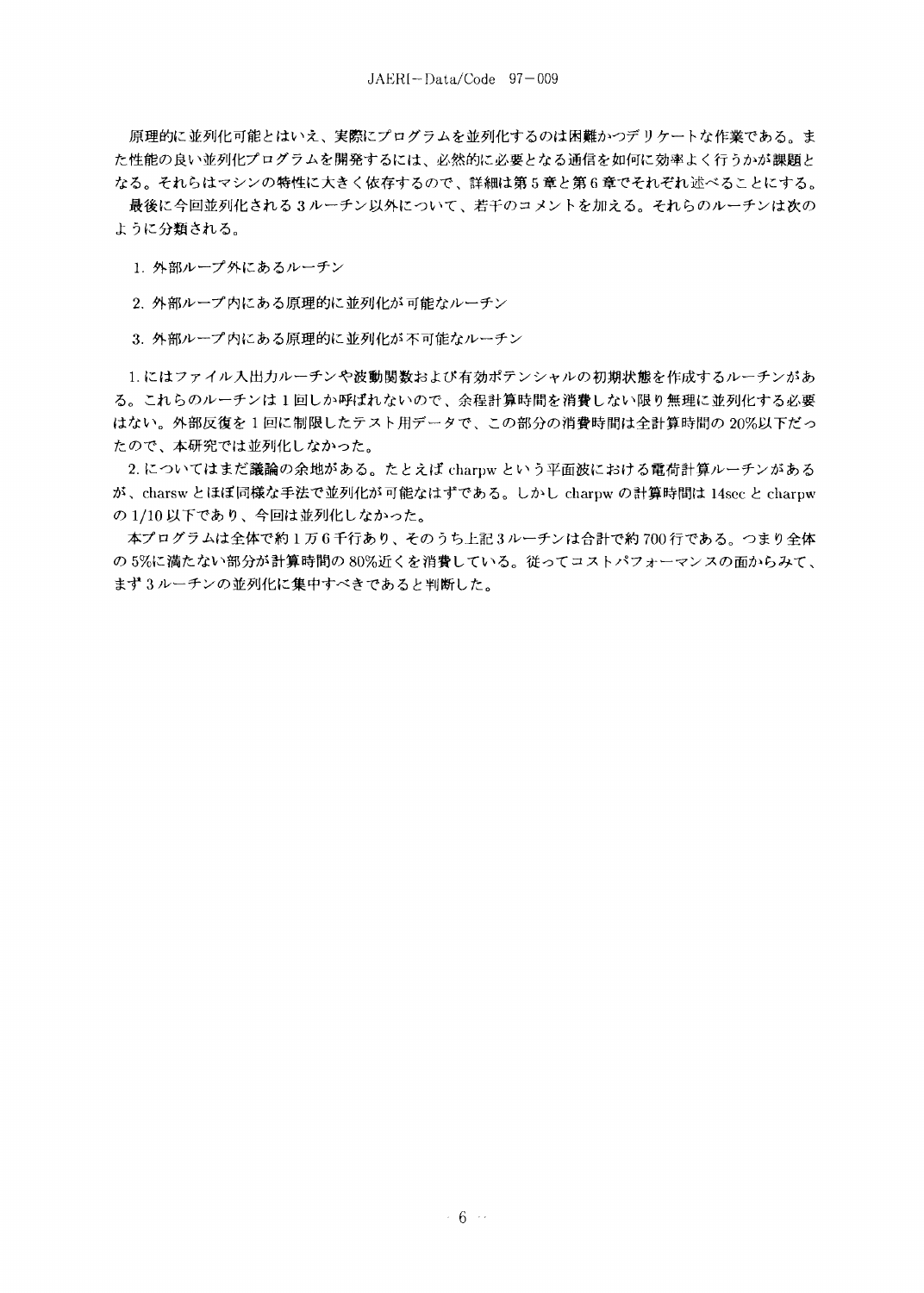原理的に並列化可能とはいえ、実際にプログラムを並列化するのは困難かつデリケートな作業である。また性能の良い並列化プログラムを開発するには、必然的に必要となる通信を如何に効率よく行うかが課題となる。それらはマシンの特性に大きく依存するので、詳細は第5章と第6章でそれぞれ述べることにする。

最後に今回並列化される3ルーチン以外について、若干のコメントを加える。それらのルーチンは次のように分類される。

1. 外部ループ外にあるルーチン

2. 外部ループ内にある原理的に並列化が可能なルーチン

3. 外部ループ内にある原理的に並列化が不可能なルーチン

1.にはファイル入出力ルーチンや波動関数および有効ポテンシャルの初期状態を作成するルーチンがある。これらのルーチンは1回しか呼ばれないので、余程計算時間を消費しない限り無理に並列化する必要はない。外部反復を1回に制限したテスト用データで、この部分の消費時間は全計算時間の20%以下だったので、本研究では並列化しなかった。

2.についてはまだ議論の余地がある。たとえばcharpwという平面波における電荷計算ルーチンがあるが、charswとほぼ同様な手法で並列化が可能なはずである。しかしcharpwの計算時間は14secとcharpwの1/10以下であり、今回は並列化しなかった。

本プログラムは全体で約1万6千行あり、そのうち上記3ルーチンは合計で約700行である。つまり全体の5%に満たない部分が計算時間の80%近くを消費している。従ってコストパフォーマンスの面からみて、まず3ルーチンの並列化に集中すべきであると判断した。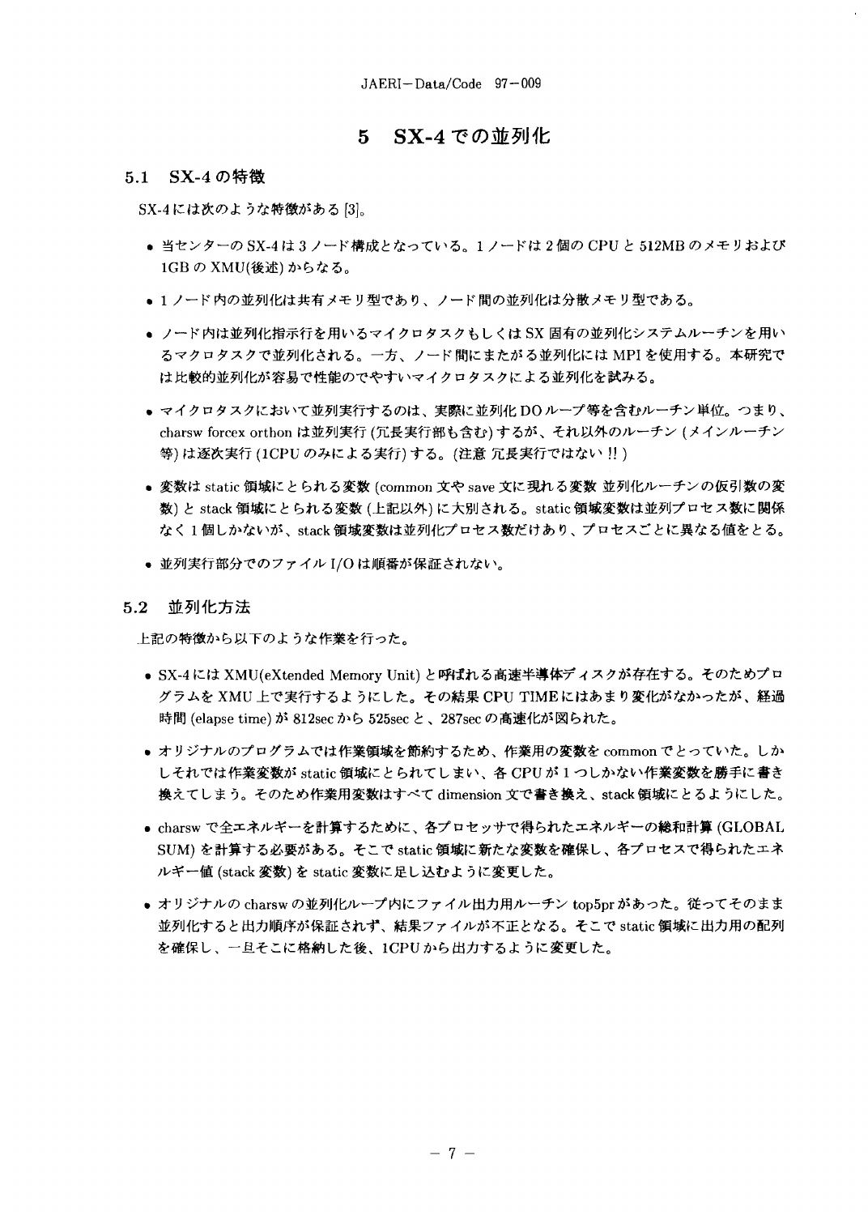# 5 SX-4での並列化

## 5.1 SX-4の特徴

SX-4には次のような特徴がある [3]。

- 当センターのSX-4は3ノード構成となっている。1ノードは2個のCPUと512MBのメモリおよび1GBのXMU(後述)からなる。
- 1ノード内の並列化は共有メモリ型であり、ノード間の並列化は分散メモリ型である。
- ノード内は並列化指示行を用いるマイクロタスクもしくはSX固有の並列化システムルーチンを用いるマクロタスクで並列化される。一方、ノード間にまたがる並列化にはMPIを使用する。本研究では比較的並列化が容易で性能のでやすいマイクロタスクによる並列化を試みる。
- マイクロタスクにおいて並列実行するのは、実際に並列化DOループ等を含むルーチン単位。つまり、charsw forcex orthonは並列実行(冗長実行部も含む)するが、それ以外のルーチン(メインルーチン等)は逐次実行(1CPUのみによる実行)する。(注意 冗長実行ではない!!)
- 変数はstatic領域にとられる変数(common文やsave文に現れる変数 並列化ルーチンの仮引数の変数)とstack領域にとられる変数(上記以外)に大別される。static領域変数は並列プロセス数に関係なく1個しかないが、stack領域変数は並列化プロセス数だけあり、プロセスごとに異なる値をとる。
- 並列実行部分でのファイルI/Oは順番が保証されない。

## 5.2 並列化方法

上記の特徴から以下のような作業を行った。

- SX-4にはXMU(eXtended Memory Unit)と呼ばれる高速半導体ディスクが存在する。そのためプログラムをXMU上で実行するようにした。その結果CPU TIMEにはあまり変化がなかったが、経過時間(elapse time)が812secから525secと、287secの高速化が図られた。
- オリジナルのプログラムでは作業領域を節約するため、作業用の変数をcommonでとっていた。しかしそれでは作業変数がstatic領域にとられてしまい、各CPUが1つしかない作業変数を勝手に書き換えてしまう。そのため作業用変数はすべてdimension文で書き換え、stack領域にとるようにした。
- charswで全エネルギーを計算するために、各プロセッサで得られたエネルギーの総和計算(GLOBAL SUM)を計算する必要がある。そこでstatic領域に新たな変数を確保し、各プロセスで得られたエネルギー値(stack変数)をstatic変数に足し込むように変更した。
- オリジナルのcharswの並列化ループ内にファイル出力用ルーチンtop5prがあった。従ってそのまま並列化すると出力順序が保証されず、結果ファイルが不正となる。そこでstatic領域に出力用の配列を確保し、一旦そこに格納した後、1CPUから出力するように変更した。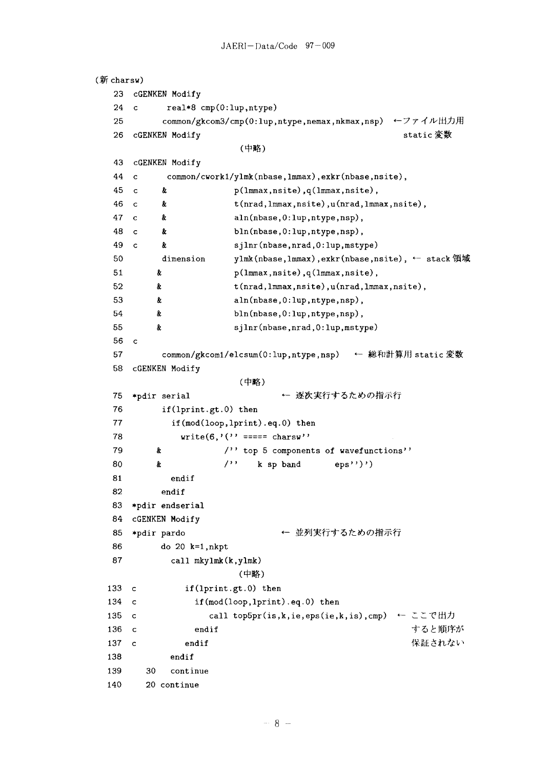(新 charsw)

```
 23  cGENKEN Modify
 24  c       real*8 cmp(0:lup,ntype)
 25         common/gkcom3/cmp(0:lup,ntype,nemax,nkmax,nsp)  ←ファイル出力用
 26  cGENKEN Modify                                          static 変数
                         (中略)
 43  cGENKEN Modify
 44  c       common/cwork1/ylmk(nbase,lmmax),exkr(nbase,nsite),
 45  c      &               p(lmmax,nsite),q(lmmax,nsite),
 46  c      &               t(nrad,lmmax,nsite),u(nrad,lmmax,nsite),
 47  c      &               aln(nbase,0:lup,ntype,nsp),
 48  c      &               bln(nbase,0:lup,ntype,nsp),
 49  c      &               sjlnr(nbase,nrad,0:lup,mstype)
 50         dimension       ylmk(nbase,lmmax),exkr(nbase,nsite), ← stack 領域
 51        &               p(lmmax,nsite),q(lmmax,nsite),
 52        &               t(nrad,lmmax,nsite),u(nrad,lmmax,nsite),
 53        &               aln(nbase,0:lup,ntype,nsp),
 54        &               bln(nbase,0:lup,ntype,nsp),
 55        &               sjlnr(nbase,nrad,0:lup,mstype)
 56  c
 57         common/gkcom1/elcsum(0:lup,ntype,nsp)   ← 総和計算用 static 変数
 58  cGENKEN Modify
                         (中略)
 75  *pdir serial                    ← 逐次実行するための指示行
 76         if(lprint.gt.0) then
 77           if(mod(loop,lprint).eq.0) then
 78             write(6,'('' ===== charsw''
 79        &             /'' top 5 components of wavefunctions''
 80        &             /''    k sp band        eps'')')
 81           endif
 82         endif
 83  *pdir endserial
 84  cGENKEN Modify
 85  *pdir pardo                     ← 並列実行するための指示行
 86         do 20 k=1,nkpt
 87           call mkylmk(k,ylmk)
                         (中略)
133  c          if(lprint.gt.0) then
134  c            if(mod(loop,lprint).eq.0) then
135  c               call top5pr(is,k,ie,eps(ie,k,is),cmp)  ← ここで出力
136  c            endif                                       すると順序が
137  c          endif                                         保証されない
138           endif
139    30    continue
140    20 continue
```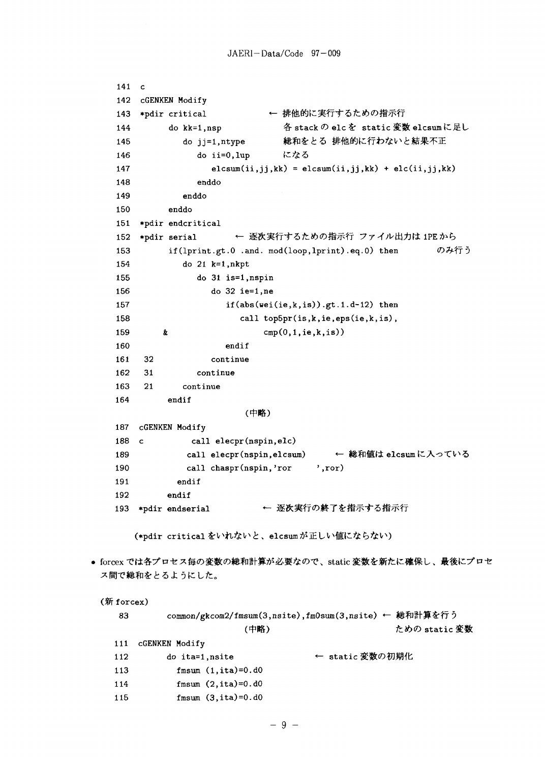```
141  c
142  cGENKEN Modify
143  *pdir critical              ← 排他的に実行するための指示行
144        do kk=1,nsp              各 stack の elc を static 変数 elcsum に足し
145           do jj=1,ntype         総和をとる 排他的に行わないと結果不正
146              do ii=0,lup        になる
147                 elcsum(ii,jj,kk) = elcsum(ii,jj,kk) + elc(ii,jj,kk)
148              enddo
149           enddo
150        enddo
151  *pdir endcritical
152  *pdir serial         ← 逐次実行するための指示行 ファイル出力は 1PE から
153        if(lprint.gt.0 .and. mod(loop,lprint).eq.0) then         のみ行う
154           do 21 k=1,nkpt
155              do 31 is=1,nspin
156                 do 32 ie=1,ne
157                    if(abs(wei(ie,k,is)).gt.1.d-12) then
158                       call top5pr(is,k,ie,eps(ie,k,is),
159     &                          cmp(0,1,ie,k,is))
160                    endif
161   32            continue
162   31         continue
163   21      continue
164        endif
                       (中略)
187  cGENKEN Modify
188  c          call elecpr(nspin,elc)
189             call elecpr(nspin,elcsum)       ← 総和値は elcsum に入っている
190             call chaspr(nspin,'ror     ',ror)
191           endif
192        endif
193  *pdir endserial             ← 逐次実行の終了を指示する指示行
```

(*pdir critical をいれないと、elcsum が正しい値にならない)

- forcex では各プロセス毎の変数の総和計算が必要なので、static 変数を新たに確保し、最後にプロセス間で総和をとるようにした。

(新 forcex)

```
 83        common/gkcom2/fmsum(3,nsite),fm0sum(3,nsite) ← 総和計算を行う
                       (中略)                              ための static 変数
111  cGENKEN Modify
112        do ita=1,nsite                ← static 変数の初期化
113          fmsum (1,ita)=0.d0
114          fmsum (2,ita)=0.d0
115          fmsum (3,ita)=0.d0
```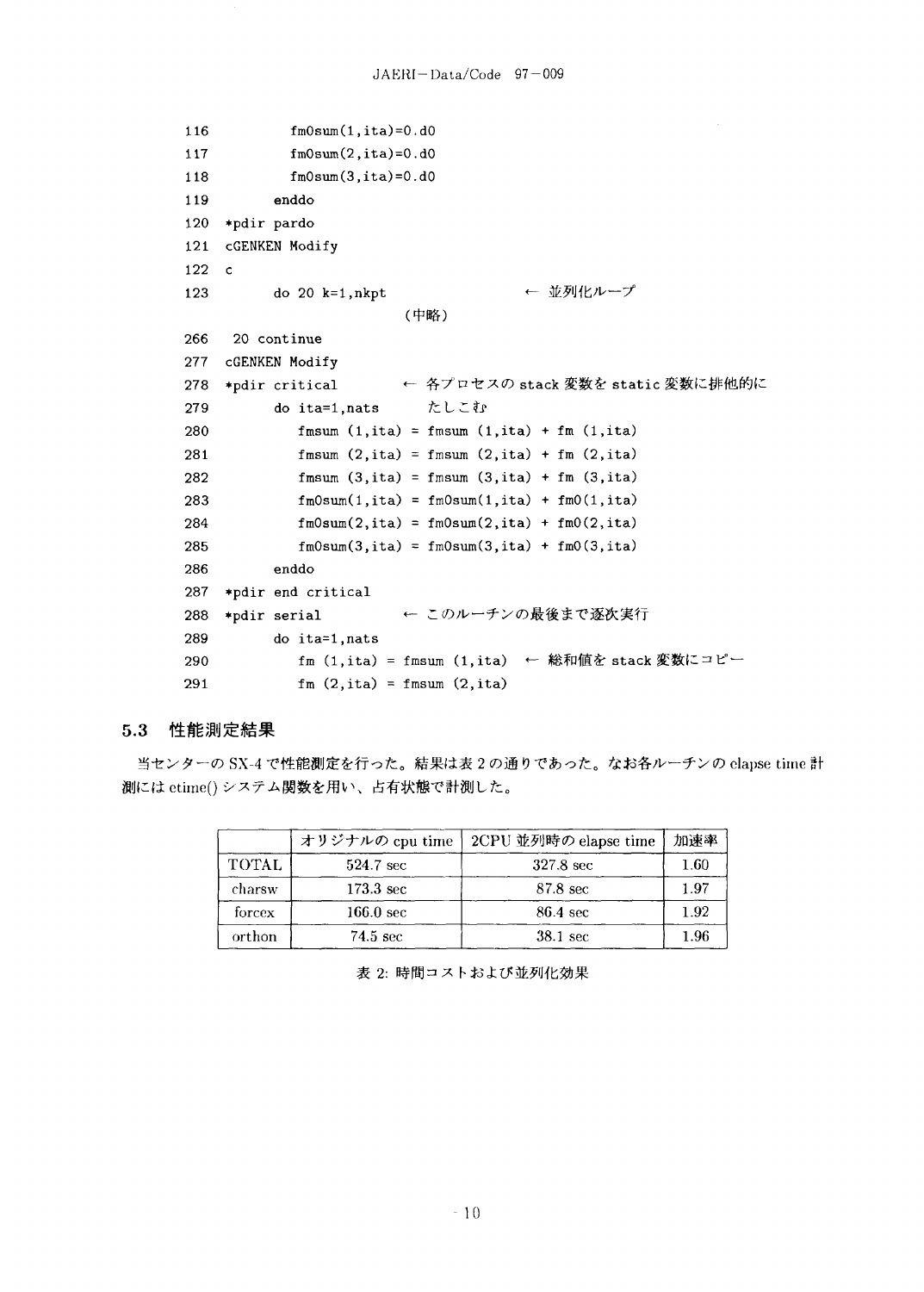```
116           fm0sum(1,ita)=0.d0
117           fm0sum(2,ita)=0.d0
118           fm0sum(3,ita)=0.d0
119         enddo
120   *pdir pardo
121   cGENKEN Modify
122   c
123         do 20 k=1,nkpt                ← 並列化ループ
                              (中略)
266    20 continue
277   cGENKEN Modify
278   *pdir critical          ← 各プロセスの stack 変数を static 変数に排他的に
279         do ita=1,nats        たしこむ
280            fmsum (1,ita) = fmsum (1,ita) + fm (1,ita)
281            fmsum (2,ita) = fmsum (2,ita) + fm (2,ita)
282            fmsum (3,ita) = fmsum (3,ita) + fm (3,ita)
283            fm0sum(1,ita) = fm0sum(1,ita) + fm0(1,ita)
284            fm0sum(2,ita) = fm0sum(2,ita) + fm0(2,ita)
285            fm0sum(3,ita) = fm0sum(3,ita) + fm0(3,ita)
286         enddo
287   *pdir end critical
288   *pdir serial            ← このルーチンの最後まで逐次実行
289         do ita=1,nats
290            fm (1,ita) = fmsum (1,ita)  ← 総和値を stack 変数にコピー
291            fm (2,ita) = fmsum (2,ita)
```

### 5.3 性能測定結果

当センターの SX-4 で性能測定を行った。結果は表 2 の通りであった。なお各ルーチンの elapse time 計測には etime() システム関数を用い、占有状態で計測した。

| | オリジナルの cpu time | 2CPU 並列時の elapse time | 加速率 |
|---|---|---|---|
| TOTAL | 524.7 sec | 327.8 sec | 1.60 |
| charsw | 173.3 sec | 87.8 sec | 1.97 |
| forcex | 166.0 sec | 86.4 sec | 1.92 |
| orthon | 74.5 sec | 38.1 sec | 1.96 |

表 2: 時間コストおよび並列化効果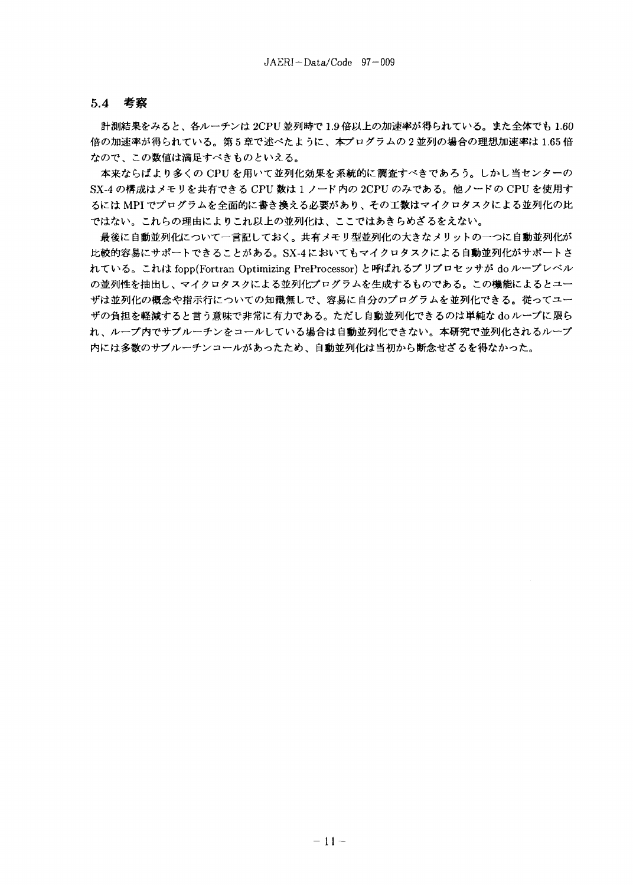## 5.4 考察

計測結果をみると、各ルーチンは 2CPU 並列時で 1.9 倍以上の加速率が得られている。また全体でも 1.60 倍の加速率が得られている。第 5 章で述べたように、本プログラムの 2 並列の場合の理想加速率は 1.65 倍なので、この数値は満足すべきものといえる。

本来ならばより多くの CPU を用いて並列化効果を系統的に調査すべきであろう。しかし当センターの SX-4 の構成はメモリを共有できる CPU 数は 1 ノード内の 2CPU のみである。他ノードの CPU を使用するには MPI でプログラムを全面的に書き換える必要があり、その工数はマイクロタスクによる並列化の比ではない。これらの理由によりこれ以上の並列化は、ここではあきらめざるをえない。

最後に自動並列化について一言記しておく。共有メモリ型並列化の大きなメリットの一つに自動並列化が比較的容易にサポートできることがある。SX-4 においてもマイクロタスクによる自動並列化がサポートされている。これは fopp(Fortran Optimizing PreProcessor) と呼ばれるプリプロセッサが do ループレベルの並列性を抽出し、マイクロタスクによる並列化プログラムを生成するものである。この機能によるとユーザは並列化の概念や指示行についての知識無しで、容易に自分のプログラムを並列化できる。従ってユーザの負担を軽減すると言う意味で非常に有力である。ただし自動並列化できるのは単純な do ループに限られ、ループ内でサブルーチンをコールしている場合は自動並列化できない。本研究で並列化されるループ内には多数のサブルーチンコールがあったため、自動並列化は当初から断念せざるを得なかった。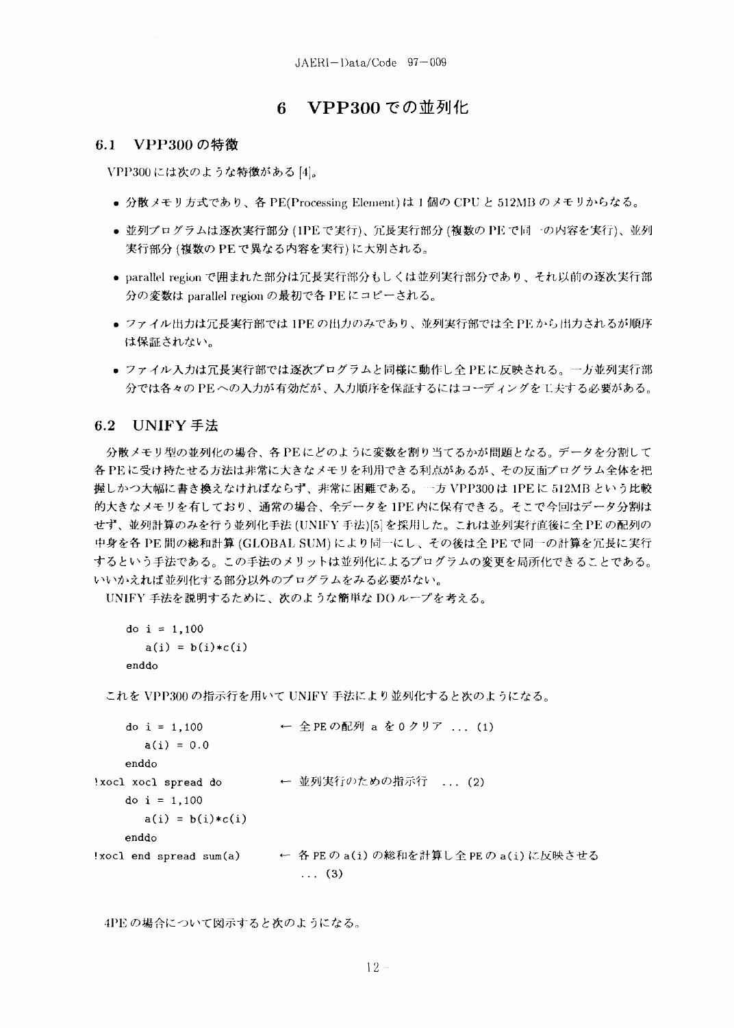# 6 VPP300 での並列化

## 6.1 VPP300 の特徴

VPP300 には次のような特徴がある [4]。

- 分散メモリ方式であり、各 PE(Processing Element) は 1 個の CPU と 512MB のメモリからなる。
- 並列プログラムは逐次実行部分 (1PE で実行)、冗長実行部分 (複数の PE で同一の内容を実行)、並列実行部分 (複数の PE で異なる内容を実行) に大別される。
- parallel region で囲まれた部分は冗長実行部分もしくは並列実行部分であり、それ以前の逐次実行部分の変数は parallel region の最初で各 PE にコピーされる。
- ファイル出力は冗長実行部では 1PE の出力のみであり、並列実行部では全 PE から出力されるが順序は保証されない。
- ファイル入力は冗長実行部では逐次プログラムと同様に動作し全 PE に反映される。一方並列実行部分では各々の PE への入力が有効だが、入力順序を保証するにはコーディングを工夫する必要がある。

## 6.2 UNIFY 手法

分散メモリ型の並列化の場合、各 PE にどのように変数を割り当てるかが問題となる。データを分割して各 PE に受け持たせる方法は非常に大きなメモリを利用できる利点があるが、その反面プログラム全体を把握しかつ大幅に書き換えなければならず、非常に困難である。一方 VPP300 は 1PE に 512MB という比較的大きなメモリを有しており、通常の場合、全データを 1PE 内に保有できる。そこで今回はデータ分割はせず、並列計算のみを行う並列化手法 (UNIFY 手法)[5] を採用した。これは並列実行直後に全 PE の配列の中身を各 PE 間の総和計算 (GLOBAL SUM) により同一にし、その後は全 PE で同一の計算を冗長に実行するという手法である。この手法のメリットは並列化によるプログラムの変更を局所化できることである。いいかえれば並列化する部分以外のプログラムをみる必要がない。

UNIFY 手法を説明するために、次のような簡単な DO ループを考える。

```
    do i = 1,100
       a(i) = b(i)*c(i)
    enddo
```

これを VPP300 の指示行を用いて UNIFY 手法により並列化すると次のようになる。

```
    do i = 1,100             ← 全 PE の配列 a を 0 クリア ... (1)
       a(i) = 0.0
    enddo
!xocl xocl spread do         ← 並列実行のための指示行  ... (2)
    do i = 1,100
       a(i) = b(i)*c(i)
    enddo
!xocl end spread sum(a)      ← 各 PE の a(i) の総和を計算し全 PE の a(i) に反映させる
                                ... (3)
```

4PE の場合について図示すると次のようになる。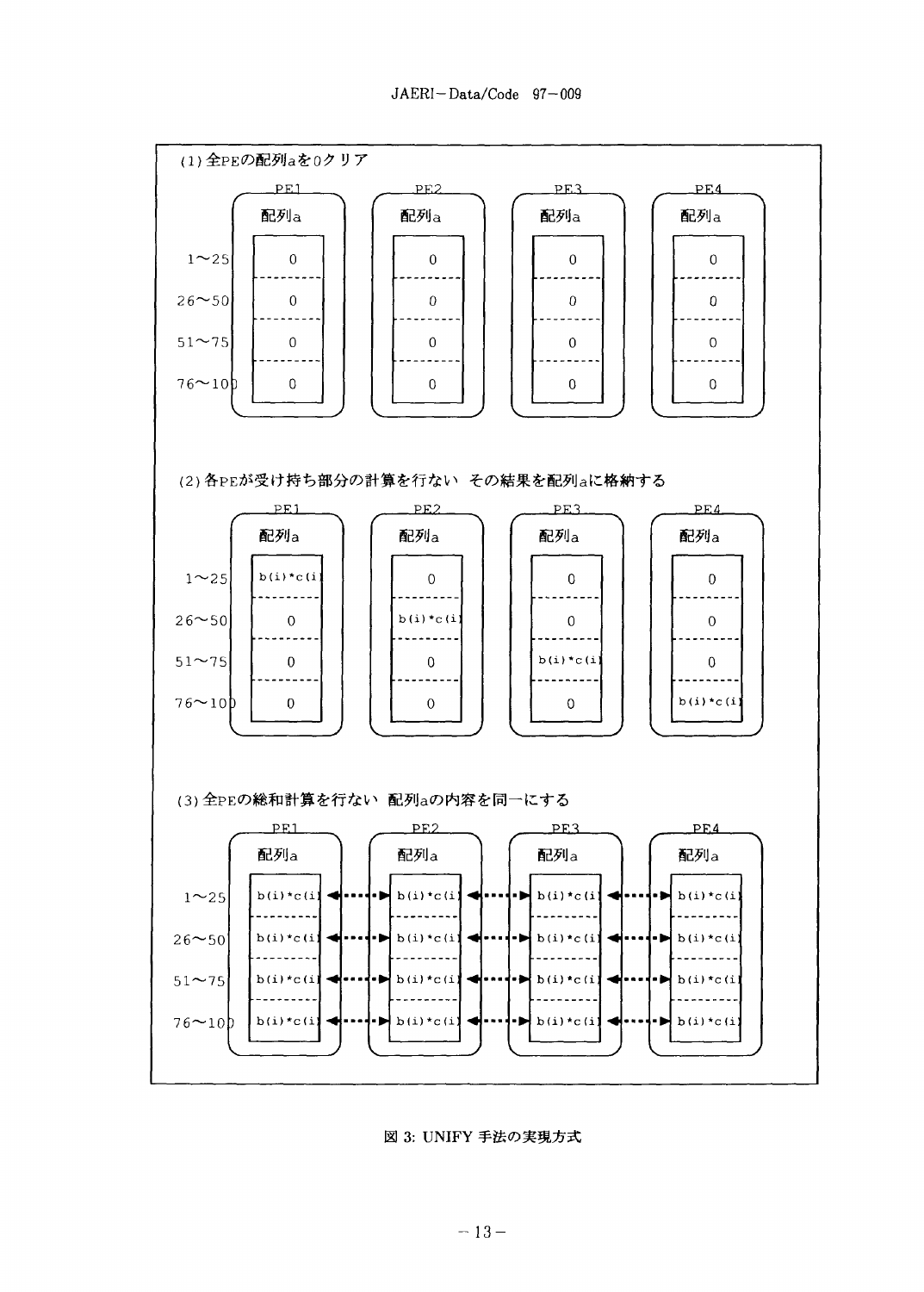(1) 全PEの配列aを0クリア

| | PE1 配列a | PE2 配列a | PE3 配列a | PE4 配列a |
|---|---|---|---|---|
| 1〜25 | 0 | 0 | 0 | 0 |
| 26〜50 | 0 | 0 | 0 | 0 |
| 51〜75 | 0 | 0 | 0 | 0 |
| 76〜100 | 0 | 0 | 0 | 0 |

(2) 各PEが受け持ち部分の計算を行ない その結果を配列aに格納する

| | PE1 配列a | PE2 配列a | PE3 配列a | PE4 配列a |
|---|---|---|---|---|
| 1〜25 | b(i)*c(i) | 0 | 0 | 0 |
| 26〜50 | 0 | b(i)*c(i) | 0 | 0 |
| 51〜75 | 0 | 0 | b(i)*c(i) | 0 |
| 76〜100 | 0 | 0 | 0 | b(i)*c(i) |

(3) 全PEの総和計算を行ない 配列aの内容を同一にする

| | PE1 配列a | | PE2 配列a | | PE3 配列a | | PE4 配列a |
|---|---|---|---|---|---|---|---|
| 1〜25 | b(i)*c(i) | ◀‥‥▶ | b(i)*c(i) | ◀‥‥▶ | b(i)*c(i) | ◀‥‥▶ | b(i)*c(i) |
| 26〜50 | b(i)*c(i) | ◀‥‥▶ | b(i)*c(i) | ◀‥‥▶ | b(i)*c(i) | ◀‥‥▶ | b(i)*c(i) |
| 51〜75 | b(i)*c(i) | ◀‥‥▶ | b(i)*c(i) | ◀‥‥▶ | b(i)*c(i) | ◀‥‥▶ | b(i)*c(i) |
| 76〜100 | b(i)*c(i) | ◀‥‥▶ | b(i)*c(i) | ◀‥‥▶ | b(i)*c(i) | ◀‥‥▶ | b(i)*c(i) |

図 3: UNIFY 手法の実現方式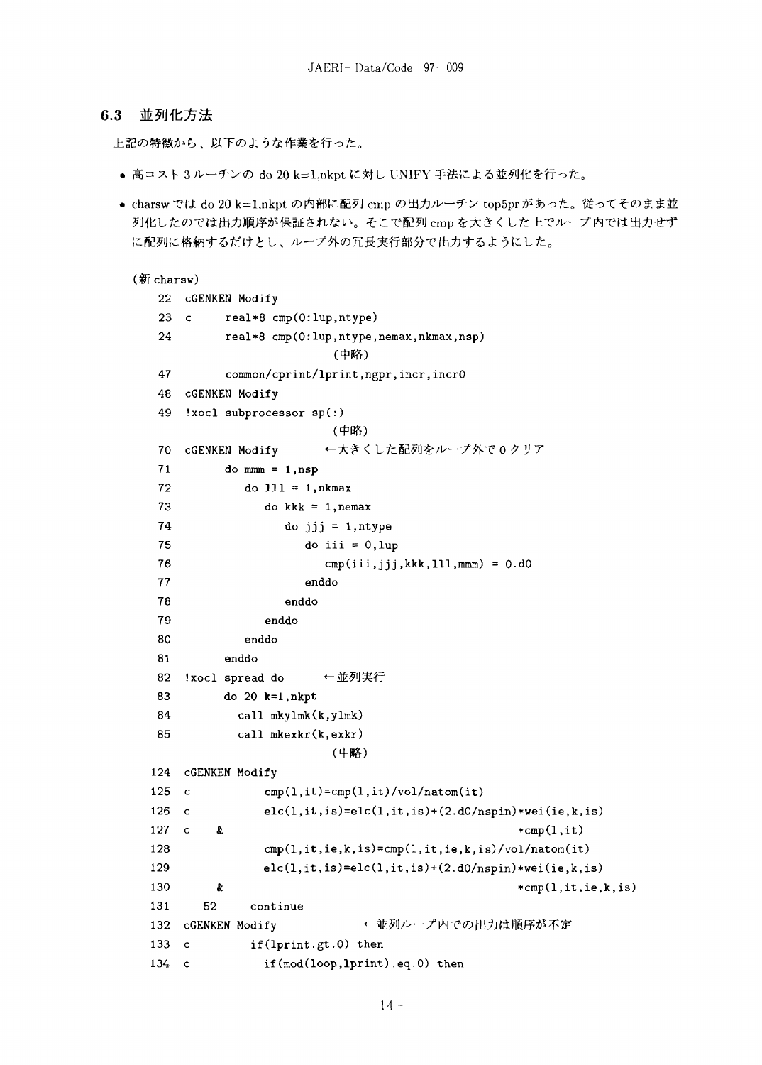### 6.3 並列化方法

上記の特徴から、以下のような作業を行った。

- 高コスト3ルーチンの do 20 k=1,nkpt に対し UNIFY 手法による並列化を行った。
- charsw では do 20 k=1,nkpt の内部に配列 cmp の出力ルーチン top5pr があった。従ってそのまま並列化したのでは出力順序が保証されない。そこで配列 cmp を大きくした上でループ内では出力せずに配列に格納するだけとし、ループ外の冗長実行部分で出力するようにした。

（新 charsw）

```
 22  cGENKEN Modify
 23  c      real*8 cmp(0:lup,ntype)
 24         real*8 cmp(0:lup,ntype,nemax,nkmax,nsp)
                         (中略)
 47         common/cprint/lprint,ngpr,incr,incr0
 48  cGENKEN Modify
 49  !xocl subprocessor sp(:)
                         (中略)
 70  cGENKEN Modify        ←大きくした配列をループ外で 0 クリア
 71         do mmm = 1,nsp
 72            do lll = 1,nkmax
 73               do kkk = 1,nemax
 74                  do jjj = 1,ntype
 75                     do iii = 0,lup
 76                        cmp(iii,jjj,kkk,lll,mmm) = 0.d0
 77                     enddo
 78                  enddo
 79               enddo
 80            enddo
 81         enddo
 82  !xocl spread do       ←並列実行
 83         do 20 k=1,nkpt
 84           call mkylmk(k,ylmk)
 85           call mkexkr(k,exkr)
                         (中略)
124  cGENKEN Modify
125  c             cmp(l,it)=cmp(l,it)/vol/natom(it)
126  c             elc(l,it,is)=elc(l,it,is)+(2.d0/nspin)*wei(ie,k,is)
127  c    &                                                  *cmp(l,it)
128                cmp(l,it,ie,k,is)=cmp(l,it,ie,k,is)/vol/natom(it)
129                elc(l,it,is)=elc(l,it,is)+(2.d0/nspin)*wei(ie,k,is)
130       &                                                  *cmp(l,it,ie,k,is)
131     52      continue
132  cGENKEN Modify            ←並列ループ内での出力は順序が不定
133  c          if(lprint.gt.0) then
134  c            if(mod(loop,lprint).eq.0) then
```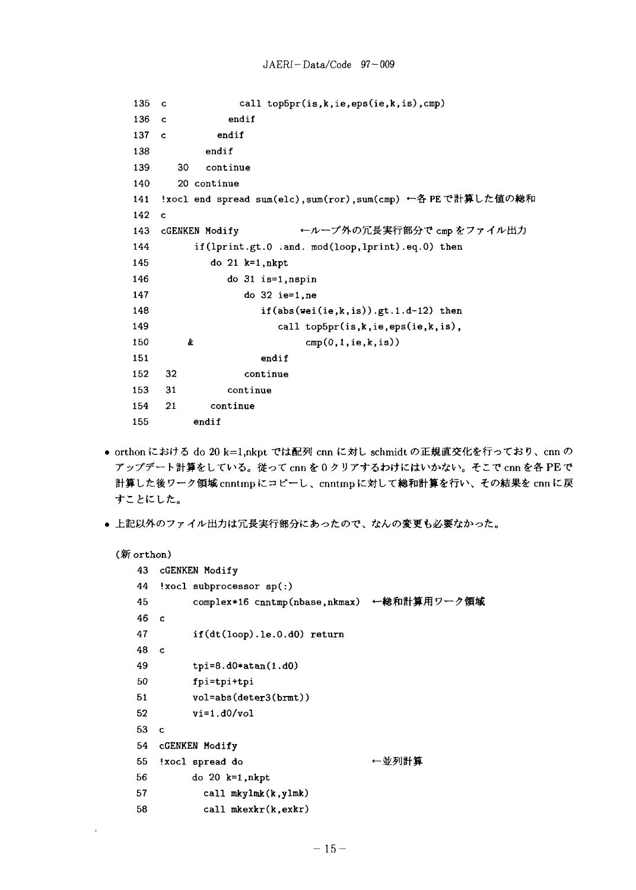```
135  c            call top5pr(is,k,ie,eps(ie,k,is),cmp)
136  c          endif
137  c        endif
138         endif
139    30   continue
140    20 continue
141  !xocl end spread sum(elc),sum(ror),sum(cmp) ←各 PE で計算した値の総和
142  c
143  cGENKEN Modify            ←ループ外の冗長実行部分で cmp をファイル出力
144        if(lprint.gt.0 .and. mod(loop,lprint).eq.0) then
145           do 21 k=1,nkpt
146              do 31 is=1,nspin
147                 do 32 ie=1,ne
148                    if(abs(wei(ie,k,is)).gt.1.d-12) then
149                       call top5pr(is,k,ie,eps(ie,k,is),
150      &                      cmp(0,1,ie,k,is))
151                    endif
152   32            continue
153   31         continue
154   21      continue
155        endif
```

- orthon における do 20 k=1,nkpt では配列 cnn に対し schmidt の正規直交化を行っており、cnn のアップデート計算をしている。従って cnn を 0 クリアするわけにはいかない。そこで cnn を各 PE で計算した後ワーク領域 cnntmp にコピーし、cnntmp に対して総和計算を行い、その結果を cnn に戻すことにした。
- 上記以外のファイル出力は冗長実行部分にあったので、なんの変更も必要なかった。

(新 orthon)

```
43  cGENKEN Modify
44  !xocl subprocessor sp(:)
45        complex*16 cnntmp(nbase,nkmax)  ←総和計算用ワーク領域
46  c
47        if(dt(loop).le.0.d0) return
48  c
49        tpi=8.d0*atan(1.d0)
50        fpi=tpi+tpi
51        vol=abs(deter3(brmt))
52        vi=1.d0/vol
53  c
54  cGENKEN Modify
55  !xocl spread do                   ←並列計算
56        do 20 k=1,nkpt
57          call mkylmk(k,ylmk)
58          call mkexkr(k,exkr)
```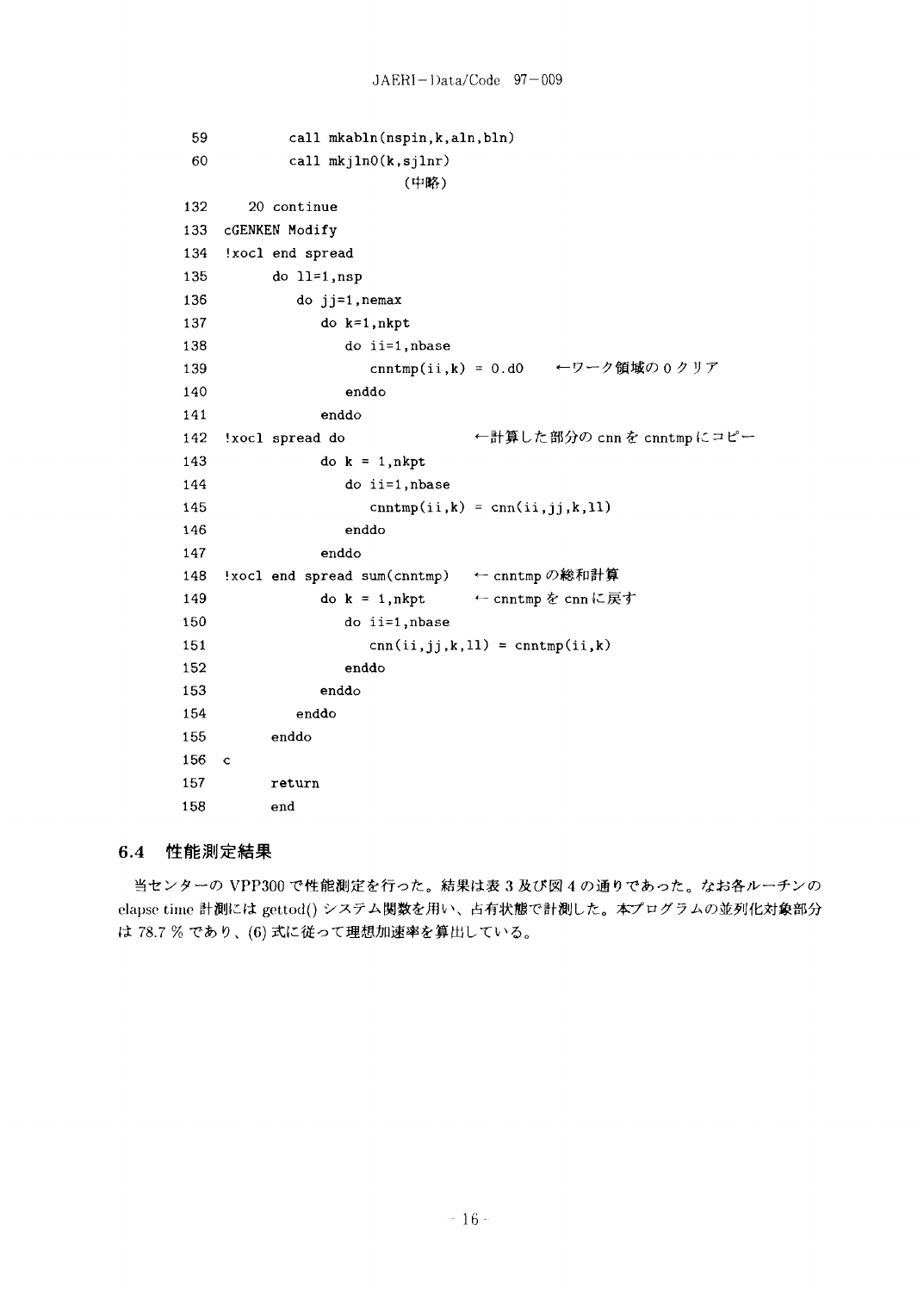```
 59          call mkabln(nspin,k,aln,bln)
 60          call mkjln0(k,sjlnr)
                          (中略)
132     20 continue
133  cGENKEN Modify
134  !xocl end spread
135        do ll=1,nsp
136           do jj=1,nemax
137              do k=1,nkpt
138                 do ii=1,nbase
139                    cnntmp(ii,k) = 0.d0     ←ワーク領域の 0 クリア
140                 enddo
141              enddo
142  !xocl spread do                  ←計算した部分の cnn を cnntmp にコピー
143              do k = 1,nkpt
144                 do ii=1,nbase
145                    cnntmp(ii,k) = cnn(ii,jj,k,ll)
146                 enddo
147              enddo
148  !xocl end spread sum(cnntmp)   ← cnntmp の総和計算
149              do k = 1,nkpt      ← cnntmp を cnn に戻す
150                 do ii=1,nbase
151                    cnn(ii,jj,k,ll) = cnntmp(ii,k)
152                 enddo
153              enddo
154           enddo
155        enddo
156  c
157        return
158        end
```

## 6.4 性能測定結果

当センターの VPP300 で性能測定を行った。結果は表 3 及び図 4 の通りであった。なお各ルーチンの elapse time 計測には gettod() システム関数を用い、占有状態で計測した。本プログラムの並列化対象部分は 78.7 % であり、(6) 式に従って理想加速率を算出している。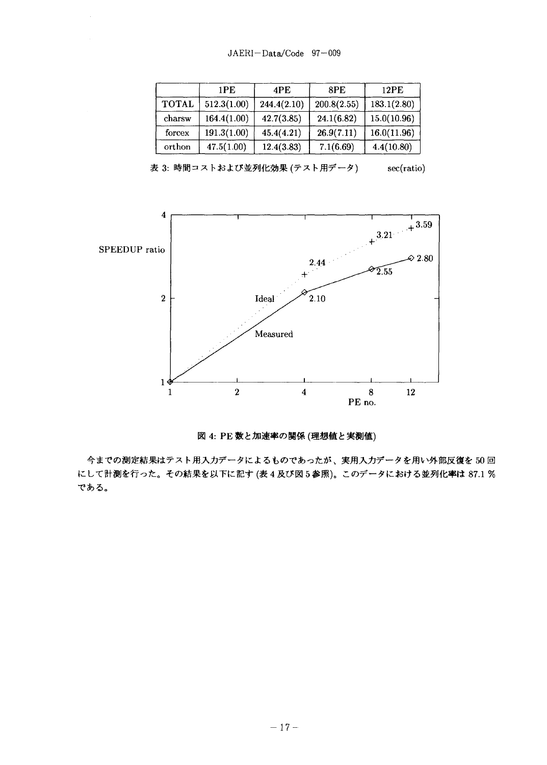|  | 1PE | 4PE | 8PE | 12PE |
|---|---|---|---|---|
| TOTAL | 512.3(1.00) | 244.4(2.10) | 200.8(2.55) | 183.1(2.80) |
| charsw | 164.4(1.00) | 42.7(3.85) | 24.1(6.82) | 15.0(10.96) |
| forcex | 191.3(1.00) | 45.4(4.21) | 26.9(7.11) | 16.0(11.96) |
| orthon | 47.5(1.00) | 12.4(3.83) | 7.1(6.69) | 4.4(10.80) |

表 3: 時間コストおよび並列化効果 (テスト用データ)　　sec(ratio)

図 4: PE 数と加速率の関係 (理想値と実測値)

今までの測定結果はテスト用入力データによるものであったが、実用入力データを用い外部反復を 50 回にして計測を行った。その結果を以下に記す (表 4 及び図 5 参照)。このデータにおける並列化率は 87.1 % である。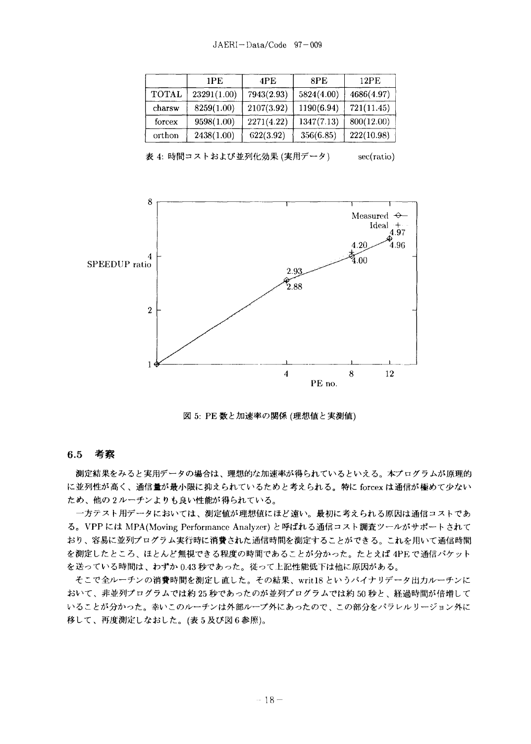|  | 1PE | 4PE | 8PE | 12PE |
|---|---|---|---|---|
| TOTAL | 23291(1.00) | 7943(2.93) | 5824(4.00) | 4686(4.97) |
| charsw | 8259(1.00) | 2107(3.92) | 1190(6.94) | 721(11.45) |
| forcex | 9598(1.00) | 2271(4.22) | 1347(7.13) | 800(12.00) |
| orthon | 2438(1.00) | 622(3.92) | 356(6.85) | 222(10.98) |

表 4: 時間コストおよび並列化効果 (実用データ)　　sec(ratio)

図 5: PE 数と加速率の関係 (理想値と実測値)

## 6.5 考察

測定結果をみると実用データの場合は、理想的な加速率が得られているといえる。本プログラムが原理的に並列性が高く、通信量が最小限に抑えられているためと考えられる。特に forcex は通信が極めて少ないため、他の 2 ルーチンよりも良い性能が得られている。

一方テスト用データにおいては、測定値が理想値にほど遠い。最初に考えられる原因は通信コストである。VPP には MPA(Moving Performance Analyzer) と呼ばれる通信コスト調査ツールがサポートされており、容易に並列プログラム実行時に消費された通信時間を測定することができる。これを用いて通信時間を測定したところ、ほとんど無視できる程度の時間であることが分かった。たとえば 4PE で通信パケットを送っている時間は、わずか 0.43 秒であった。従って上記性能低下は他に原因がある。

そこで全ルーチンの消費時間を測定し直した。その結果、writ18 というバイナリデータ出力ルーチンにおいて、非並列プログラムでは約 25 秒であったのが並列プログラムでは約 50 秒と、経過時間が倍増していることが分かった。幸いこのルーチンは外部ループ外にあったので、この部分をパラレルリージョン外に移して、再度測定しなおした。(表 5 及び図 6 参照)。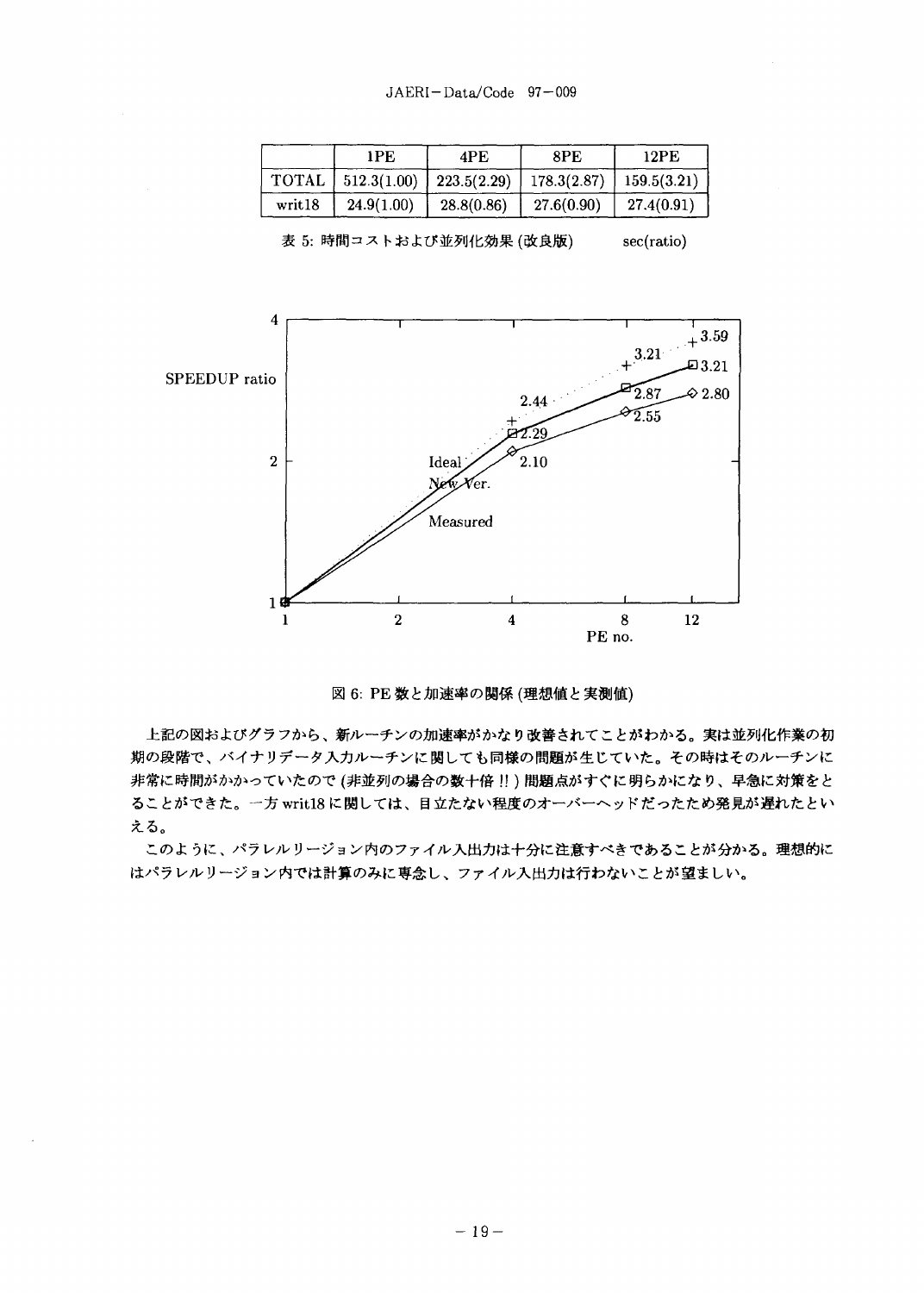|  | 1PE | 4PE | 8PE | 12PE |
| --- | --- | --- | --- | --- |
| TOTAL | 512.3(1.00) | 223.5(2.29) | 178.3(2.87) | 159.5(3.21) |
| writ18 | 24.9(1.00) | 28.8(0.86) | 27.6(0.90) | 27.4(0.91) |

表 5: 時間コストおよび並列化効果 (改良版)　　　sec(ratio)

図 6: PE 数と加速率の関係 (理想値と実測値)

上記の図およびグラフから、新ルーチンの加速率がかなり改善されてことがわかる。実は並列化作業の初期の段階で、バイナリデータ入力ルーチンに関しても同様の問題が生じていた。その時はそのルーチンに非常に時間がかかっていたので (非並列の場合の数十倍 !! ) 問題点がすぐに明らかになり、早急に対策をとることができた。一方 writ18 に関しては、目立たない程度のオーバーヘッドだったため発見が遅れたといえる。

このように、パラレルリージョン内のファイル入出力は十分に注意すべきであることが分かる。理想的にはパラレルリージョン内では計算のみに専念し、ファイル入出力は行わないことが望ましい。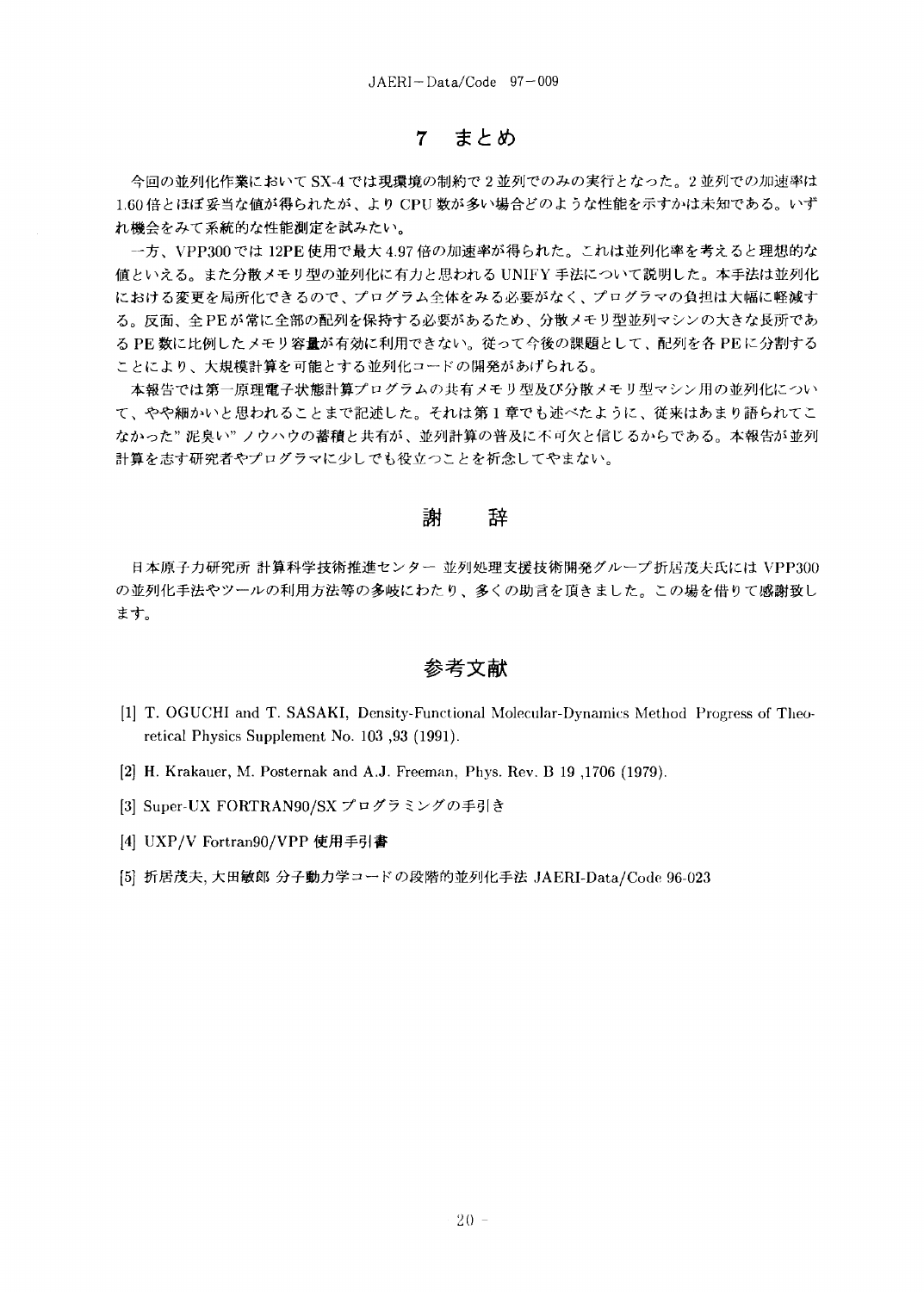# 7 まとめ

今回の並列化作業において SX-4 では現環境の制約で 2 並列でのみの実行となった。2 並列での加速率は 1.60 倍とほぼ妥当な値が得られたが、より CPU 数が多い場合どのような性能を示すかは未知である。いずれ機会をみて系統的な性能測定を試みたい。

一方、VPP300 では 12PE 使用で最大 4.97 倍の加速率が得られた。これは並列化率を考えると理想的な値といえる。また分散メモリ型の並列化に有力と思われる UNIFY 手法について説明した。本手法は並列化における変更を局所化できるので、プログラム全体をみる必要がなく、プログラマの負担は大幅に軽減する。反面、全 PE が常に全部の配列を保持する必要があるため、分散メモリ型並列マシンの大きな長所である PE 数に比例したメモリ容量が有効に利用できない。従って今後の課題として、配列を各 PE に分割することにより、大規模計算を可能とする並列化コードの開発があげられる。

本報告では第一原理電子状態計算プログラムの共有メモリ型及び分散メモリ型マシン用の並列化について、やや細かいと思われることまで記述した。それは第 1 章でも述べたように、従来はあまり語られてこなかった" 泥臭い" ノウハウの蓄積と共有が、並列計算の普及に不可欠と信じるからである。本報告が並列計算を志す研究者やプログラマに少しでも役立つことを祈念してやまない。

# 謝 辞

日本原子力研究所 計算科学技術推進センター 並列処理支援技術開発グループ折居茂夫氏には VPP300 の並列化手法やツールの利用方法等の多岐にわたり、多くの助言を頂きました。この場を借りて感謝致します。

# 参考文献

[1] T. OGUCHI and T. SASAKI, Density-Functional Molecular-Dynamics Method Progress of Theoretical Physics Supplement No. 103 ,93 (1991).

[2] H. Krakauer, M. Posternak and A.J. Freeman, Phys. Rev. B 19 ,1706 (1979).

[3] Super-UX FORTRAN90/SX プログラミングの手引き

[4] UXP/V Fortran90/VPP 使用手引書

[5] 折居茂夫, 大田敏郎 分子動力学コードの段階的並列化手法 JAERI-Data/Code 96-023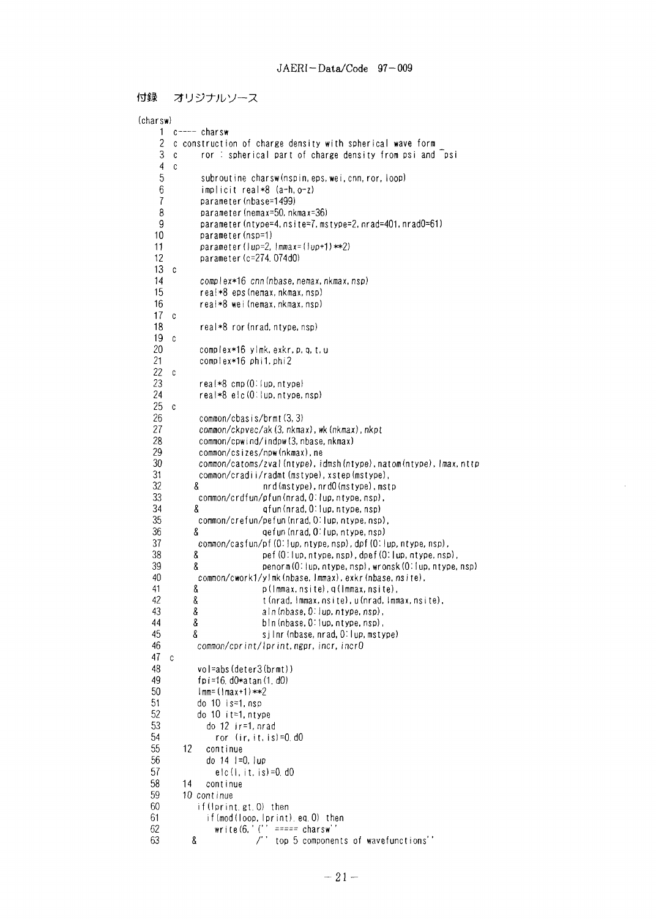付録　オリジナルソース

(charsw)

```
  1 c---- charsw
  2 c construction of charge density with spherical wave form
  3 c     ror : spherical part of charge density from psi and ~psi
  4 c
  5       subroutine charsw(nspin,eps,wei,cnn,ror,loop)
  6       implicit real*8 (a-h,o-z)
  7       parameter(nbase=1499)
  8       parameter(nemax=50,nkmax=36)
  9       parameter(ntype=4,nsite=7,mstype=2,nrad=401,nrad0=61)
 10       parameter(nsp=1)
 11       parameter(lup=2,lmmax=(lup+1)**2)
 12       parameter(c=274.074d0)
 13 c
 14       complex*16 cnn(nbase,nemax,nkmax,nsp)
 15       real*8 eps(nemax,nkmax,nsp)
 16       real*8 wei(nemax,nkmax,nsp)
 17 c
 18       real*8 ror(nrad,ntype,nsp)
 19 c
 20       complex*16 ylmk,exkr,p,q,t,u
 21       complex*16 phi1,phi2
 22 c
 23       real*8 cmp(0:lup,ntype)
 24       real*8 elc(0:lup,ntype,nsp)
 25 c
 26       common/cbasis/brmt(3,3)
 27       common/ckpvec/ak(3,nkmax),wk(nkmax),nkpt
 28       common/cpwind/indpw(3,nbase,nkmax)
 29       common/csizes/npw(nkmax),ne
 30       common/catoms/zval(ntype),idmsh(ntype),natom(ntype),lmax,nttp
 31       common/cradii/radmt(mstype),xstep(mstype),
 32      &              nrd(mstype),nrd0(mstype),mstp
 33       common/crdfun/pfun(nrad,0:lup,ntype,nsp),
 34      &              qfun(nrad,0:lup,ntype,nsp)
 35       common/crefun/pefun(nrad,0:lup,ntype,nsp),
 36      &              qefun(nrad,0:lup,ntype,nsp)
 37       common/casfun/pf(0:lup,ntype,nsp),dpf(0:lup,ntype,nsp),
 38      &              pef(0:lup,ntype,nsp),dpef(0:lup,ntype,nsp),
 39      &              penorm(0:lup,ntype,nsp),wronsk(0:lup,ntype,nsp)
 40       common/cwork1/ylmk(nbase,lmmax),exkr(nbase,nsite),
 41      &              p(lmmax,nsite),q(lmmax,nsite),
 42      &              t(nrad,lmmax,nsite),u(nrad,lmmax,nsite),
 43      &              aln(nbase,0:lup,ntype,nsp),
 44      &              bln(nbase,0:lup,ntype,nsp),
 45      &              sjlnr(nbase,nrad,0:lup,mstype)
 46       common/cprint/lprint,ngpr,incr,incr0
 47 c
 48       vol=abs(deter3(brmt))
 49       fpi=16.d0*atan(1.d0)
 50       lmm=(lmax+1)**2
 51       do 10 is=1,nsp
 52       do 10 it=1,ntype
 53         do 12 ir=1,nrad
 54           ror(ir,it,is)=0.d0
 55    12   continue
 56         do 14 l=0,lup
 57           elc(l,it,is)=0.d0
 58    14   continue
 59    10 continue
 60       if(lprint.gt.0) then
 61         if(mod(loop,lprint).eq.0) then
 62           write(6,'(''  ===== charsw''
 63      &            /''  top 5 components of wavefunctions''
```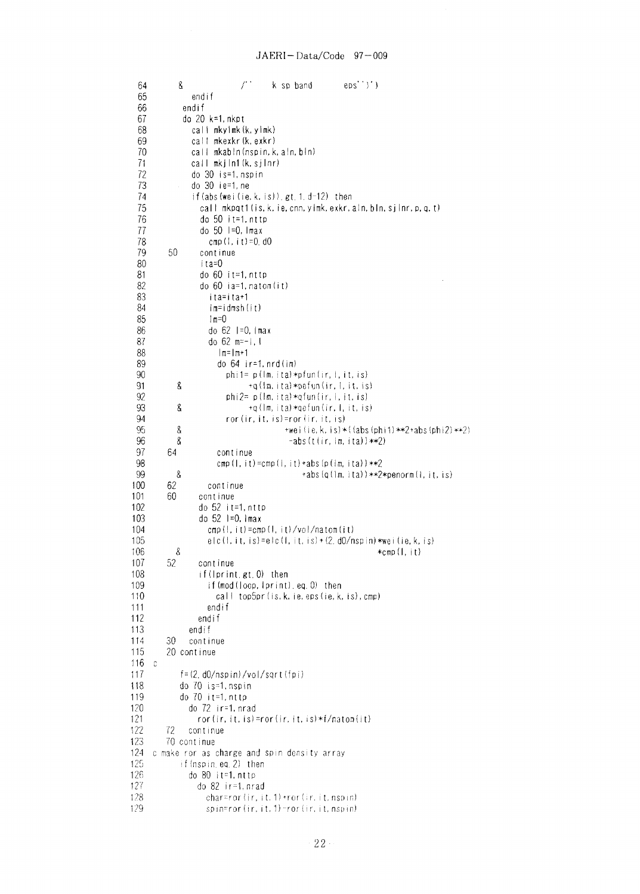```
 64      &               /''    k sp band        eps'')')
 65            endif
 66         endif
 67         do 20 k=1,nkpt
 68            call mkylmk(k,ylmk)
 69            call mkexkr(k,exkr)
 70            call mkabln(nspin,k,aln,bln)
 71            call mkjlnl(k,sjlnr)
 72            do 30 is=1,nspin
 73            do 30 ie=1,ne
 74            if(abs(wei(ie,k,is)).gt.1.d-12) then
 75              call mkpqt1(is,k,ie,cnn,ylmk,exkr,aln,bln,sjlnr,p,q,t)
 76              do 50 it=1,nttp
 77              do 50 l=0,lmax
 78                cmp(l,it)=0.d0
 79   50         continue
 80              ita=0
 81              do 60 it=1,nttp
 82              do 60 ia=1,natom(it)
 83                ita=ita+1
 84                im=idmsh(it)
 85                lm=0
 86                do 62 l=0,lmax
 87                do 62 m=-l,l
 88                  lm=lm+1
 89                  do 64 ir=1,nrd(im)
 90                    phi1= p(lm,ita)*pfun(ir,l,it,is)
 91      &                  +q(lm,ita)*pefun(ir,l,it,is)
 92                    phi2= p(lm,ita)*qfun(ir,l,it,is)
 93      &                  +q(lm,ita)*qefun(ir,l,it,is)
 94                    ror(ir,it,is)=ror(ir,it,is)
 95      &                        +wei(ie,k,is)*((abs(phi1)**2+abs(phi2)**2)
 96      &                         -abs(t(ir,lm,ita))**2)
 97   64             continue
 98                  cmp(l,it)=cmp(l,it)+abs(p(lm,ita))**2
 99      &                             +abs(q(lm,ita))**2*penorm(l,it,is)
100   62           continue
101   60         continue
102              do 52 it=1,nttp
103              do 52 l=0,lmax
104                cmp(l,it)=cmp(l,it)/vol/natom(it)
105                elc(l,it,is)=elc(l,it,is)+(2.d0/nspin)*wei(ie,k,is)
106      &                                            *cmp(l,it)
107   52         continue
108              if(lprint.gt.0) then
109                if(mod(loop,lprint).eq.0) then
110                  call top5pr(is,k,ie,eps(ie,k,is),cmp)
111                endif
112              endif
113            endif
114   30     continue
115   20 continue
116 c
117         f=(2.d0/nspin)/vol/sqrt(fpi)
118         do 70 is=1,nspin
119         do 70 it=1,nttp
120           do 72 ir=1,nrad
121             ror(ir,it,is)=ror(ir,it,is)*f/natom(it)
122   72      continue
123   70 continue
124 c make ror as charge and spin density array
125         if(nspin.eq.2) then
126           do 80 it=1,nttp
127             do 82 ir=1,nrad
128               char=ror(ir,it,1)+ror(ir,it,nspin)
129               spin=ror(ir,it,1)-ror(ir,it,nspin)
```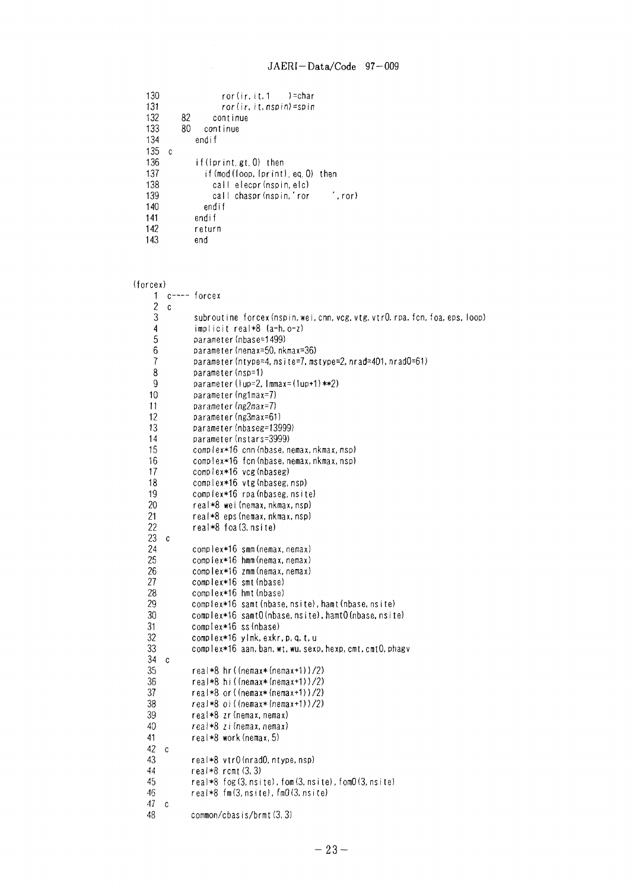```
130               ror(ir,it,1     )=char
131               ror(ir,it,nspin)=spin
132      82     continue
133      80   continue
134         endif
135   c
136         if(lprint.gt.0) then
137           if(mod(loop,lprint).eq.0) then
138             call elecpr(nspin,elc)
139             call chaspr(nspin,'ror      ',ror)
140           endif
141         endif
142         return
143         end
```

(forcex)

```
  1   c---- forcex
  2   c
  3         subroutine forcex(nspin,wei,cnn,vcg,vtg,vtr0,rpa,fcn,foa,eps,loop)
  4         implicit real*8 (a-h,o-z)
  5         parameter(nbase=1499)
  6         parameter(nemax=50,nkmax=36)
  7         parameter(ntype=4,nsite=7,mstype=2,nrad=401,nrad0=61)
  8         parameter(nsp=1)
  9         parameter(lup=2,lmmax=(lup+1)**2)
 10         parameter(ng1max=7)
 11         parameter(ng2max=7)
 12         parameter(ng3max=61)
 13         parameter(nbaseg=13999)
 14         parameter(nstars=3999)
 15         complex*16 cnn(nbase,nemax,nkmax,nsp)
 16         complex*16 fcn(nbase,nemax,nkmax,nsp)
 17         complex*16 vcg(nbaseg)
 18         complex*16 vtg(nbaseg,nsp)
 19         complex*16 rpa(nbaseg,nsite)
 20         real*8 wei(nemax,nkmax,nsp)
 21         real*8 eps(nemax,nkmax,nsp)
 22         real*8 foa(3,nsite)
 23   c
 24         complex*16 smm(nemax,nemax)
 25         complex*16 hmm(nemax,nemax)
 26         complex*16 zmm(nemax,nemax)
 27         complex*16 smt(nbase)
 28         complex*16 hmt(nbase)
 29         complex*16 samt(nbase,nsite),hamt(nbase,nsite)
 30         complex*16 samt0(nbase,nsite),hamt0(nbase,nsite)
 31         complex*16 ss(nbase)
 32         complex*16 ylmk,exkr,p,q,t,u
 33         complex*16 aan,ban,wt,wu,sexp,hexp,cmt,cmt0,phagv
 34   c
 35         real*8 hr((nemax*(nemax+1))/2)
 36         real*8 hi((nemax*(nemax+1))/2)
 37         real*8 or((nemax*(nemax+1))/2)
 38         real*8 oi((nemax*(nemax+1))/2)
 39         real*8 zr(nemax,nemax)
 40         real*8 zi(nemax,nemax)
 41         real*8 work(nemax,5)
 42   c
 43         real*8 vtr0(nrad0,ntype,nsp)
 44         real*8 rcmt(3,3)
 45         real*8 fog(3,nsite),fom(3,nsite),fom0(3,nsite)
 46         real*8 fm(3,nsite),fm0(3,nsite)
 47   c
 48         common/cbasis/brmt(3,3)
```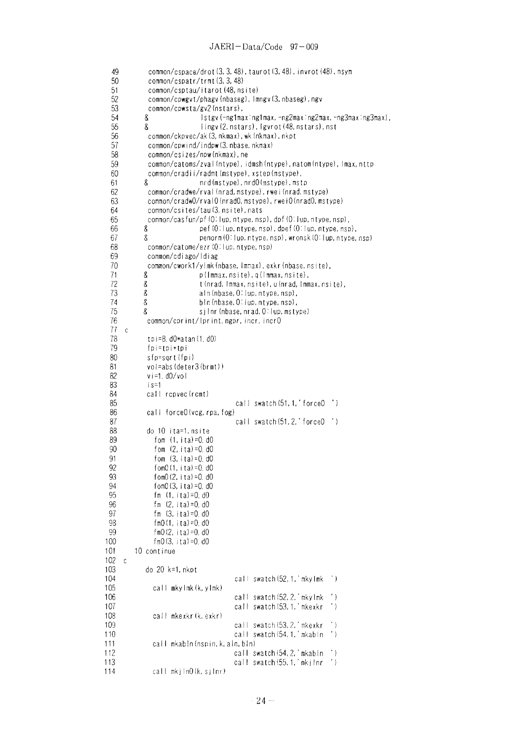```
 49        common/cspace/drot(3,3,48),taurot(3,48),invrot(48),nsym
 50        common/cspatr/trmt(3,3,48)
 51        common/csptau/itarot(48,nsite)
 52        common/cpwgvt/phagv(nbaseg),lmngv(3,nbaseg),ngv
 53        common/cpwsta/gv2(nstars),
 54       &              lstgv(-ng1max:ng1max,-ng2max:ng2max,-ng3max:ng3max),
 55       &              lingv(2,nstars),lgvrot(48,nstars),nst
 56        common/ckpvec/ak(3,nkmax),wk(nkmax),nkpt
 57        common/cpwind/indpw(3,nbase,nkmax)
 58        common/csizes/npw(nkmax),ne
 59        common/catoms/zval(ntype),idmsh(ntype),natom(ntype),lmax,nttp
 60        common/cradii/radmt(mstype),xstep(mstype),
 61       &              nrd(mstype),nrd0(mstype),mstp
 62        common/cradwe/rval(nrad,mstype),rwei(nrad,mstype)
 63        common/cradw0/rval0(nrad0,mstype),rwei0(nrad0,mstype)
 64        common/csites/tau(3,nsite),nats
 65        common/casfun/pf(0:lup,ntype,nsp),dpf(0:lup,ntype,nsp),
 66       &              pef(0:lup,ntype,nsp),dpef(0:lup,ntype,nsp),
 67       &              penorm(0:lup,ntype,nsp),wronsk(0:lup,ntype,nsp)
 68        common/catome/ezr(0:lup,ntype,nsp)
 69        common/cdiago/ldiag
 70        common/cwork1/ylmk(nbase,lmmax),exkr(nbase,nsite),
 71       &              p(lmmax,nsite),q(lmmax,nsite),
 72       &              t(nrad,lmmax,nsite),u(nrad,lmmax,nsite),
 73       &              aln(nbase,0:lup,ntype,nsp),
 74       &              bln(nbase,0:lup,ntype,nsp),
 75       &              sjlnr(nbase,nrad,0:lup,mstype)
 76        common/cprint/lprint,ngpr,incr,incr0
 77  c
 78        tpi=8.d0*atan(1.d0)
 79        fpi=tpi+tpi
 80        sfp=sqrt(fpi)
 81        vol=abs(deter3(brmt))
 82        vi=1.d0/vol
 83        is=1
 84        call rcpvec(rcmt)
 85                              call swatch(51,1,'force0  ')
 86        call force0(vcg,rpa,fog)
 87                              call swatch(51,2,'force0  ')
 88        do 10 ita=1,nsite
 89          fom (1,ita)=0.d0
 90          fom (2,ita)=0.d0
 91          fom (3,ita)=0.d0
 92          fom0(1,ita)=0.d0
 93          fom0(2,ita)=0.d0
 94          fom0(3,ita)=0.d0
 95          fm  (1,ita)=0.d0
 96          fm  (2,ita)=0.d0
 97          fm  (3,ita)=0.d0
 98          fm0(1,ita)=0.d0
 99          fm0(2,ita)=0.d0
100          fm0(3,ita)=0.d0
101    10 continue
102  c
103        do 20 k=1,nkpt
104                              call swatch(52,1,'mkylmk  ')
105          call mkylmk(k,ylmk)
106                              call swatch(52,2,'mkylmk  ')
107                              call swatch(53,1,'mkexkr  ')
108          call mkexkr(k,exkr)
109                              call swatch(53,2,'mkexkr  ')
110                              call swatch(54,1,'mkabln  ')
111          call mkabln(nspin,k,aln,bln)
112                              call swatch(54,2,'mkabln  ')
113                              call swatch(55,1,'mkjlnr  ')
114          call mkjln0(k,sjlnr)
```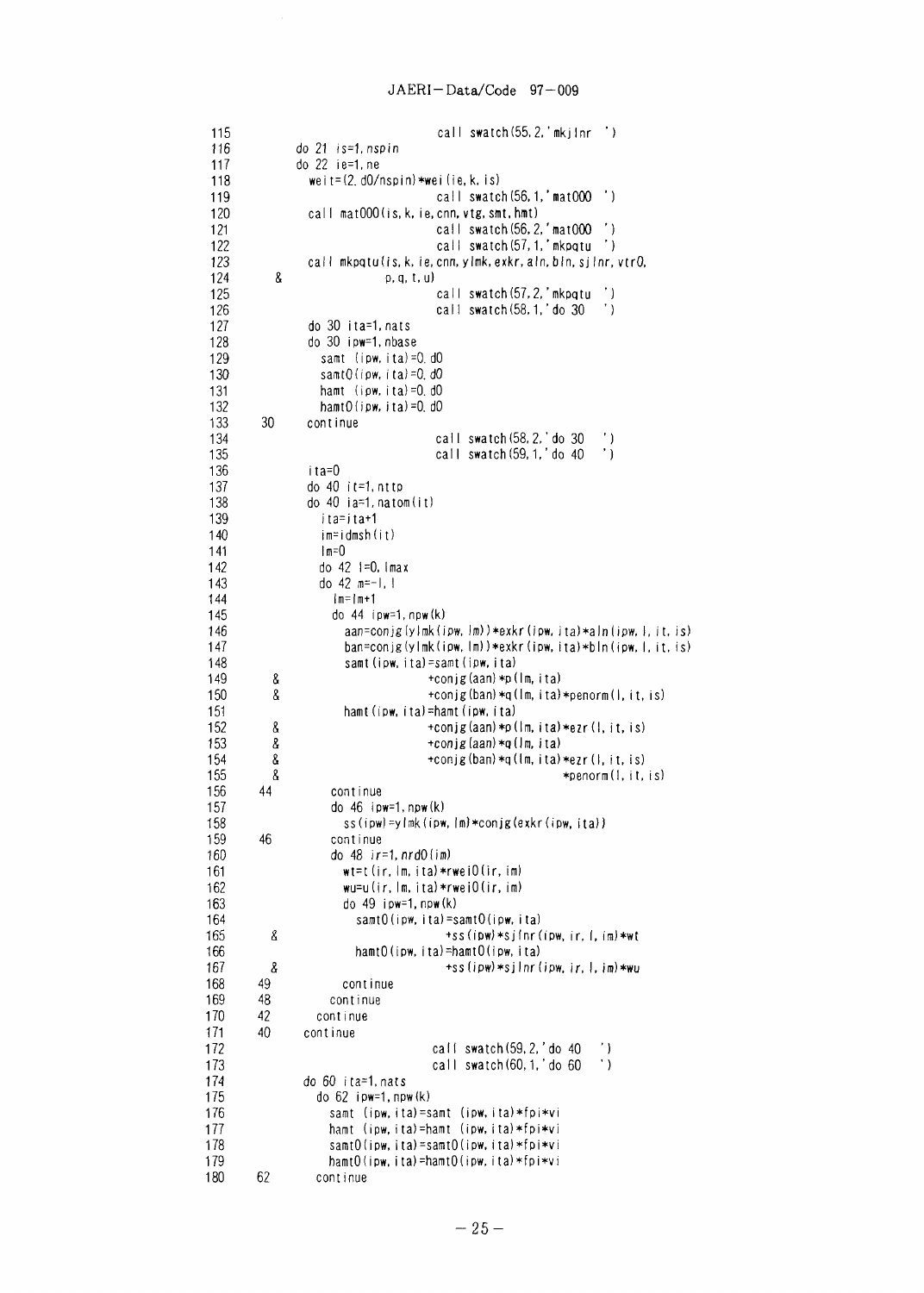```
115                             call swatch(55,2,'mkjlnr  ')
116          do 21 is=1,nspin
117          do 22 ie=1,ne
118            weit=(2.d0/nspin)*wei(ie,k,is)
119                             call swatch(56,1,'mat000  ')
120            call mat000(is,k,ie,cnn,vtg,smt,hmt)
121                             call swatch(56,2,'mat000  ')
122                             call swatch(57,1,'mkpqtu  ')
123            call mkpqtu(is,k,ie,cnn,ylmk,exkr,aln,bln,sjlnr,vtr0,
124      &                 p,q,t,u)
125                             call swatch(57,2,'mkpqtu  ')
126                             call swatch(58,1,'do 30   ')
127            do 30 ita=1,nats
128            do 30 ipw=1,nbase
129              samt (ipw,ita)=0.d0
130              samt0(ipw,ita)=0.d0
131              hamt (ipw,ita)=0.d0
132              hamt0(ipw,ita)=0.d0
133   30       continue
134                             call swatch(58,2,'do 30   ')
135                             call swatch(59,1,'do 40   ')
136            ita=0
137            do 40 it=1,nttp
138            do 40 ia=1,natom(it)
139              ita=ita+1
140              im=idmsh(it)
141              lm=0
142              do 42 l=0,lmax
143              do 42 m=-l,l
144                lm=lm+1
145                do 44 ipw=1,npw(k)
146                  aan=conjg(ylmk(ipw,lm))*exkr(ipw,ita)*aln(ipw,l,it,is)
147                  ban=conjg(ylmk(ipw,lm))*exkr(ipw,ita)*bln(ipw,l,it,is)
148                  samt(ipw,ita)=samt(ipw,ita)
149      &                      +conjg(aan)*p(lm,ita)
150      &                      +conjg(ban)*q(lm,ita)*penorm(l,it,is)
151                  hamt(ipw,ita)=hamt(ipw,ita)
152      &                      +conjg(aan)*p(lm,ita)*ezr(l,it,is)
153      &                      +conjg(aan)*q(lm,ita)
154      &                      +conjg(ban)*q(lm,ita)*ezr(l,it,is)
155      &                                              *penorm(l,it,is)
156   44           continue
157                do 46 ipw=1,npw(k)
158                  ss(ipw)=ylmk(ipw,lm)*conjg(exkr(ipw,ita))
159   46           continue
160                do 48 ir=1,nrd0(im)
161                  wt=t(ir,lm,ita)*rwei0(ir,im)
162                  wu=u(ir,lm,ita)*rwei0(ir,im)
163                  do 49 ipw=1,npw(k)
164                    samt0(ipw,ita)=samt0(ipw,ita)
165      &                         +ss(ipw)*sjlnr(ipw,ir,l,im)*wt
166                    hamt0(ipw,ita)=hamt0(ipw,ita)
167      &                         +ss(ipw)*sjlnr(ipw,ir,l,im)*wu
168   49             continue
169   48           continue
170   42         continue
171   40       continue
172                             call swatch(59,2,'do 40   ')
173                             call swatch(60,1,'do 60   ')
174            do 60 ita=1,nats
175              do 62 ipw=1,npw(k)
176                samt (ipw,ita)=samt (ipw,ita)*fpi*vi
177                hamt (ipw,ita)=hamt (ipw,ita)*fpi*vi
178                samt0(ipw,ita)=samt0(ipw,ita)*fpi*vi
179                hamt0(ipw,ita)=hamt0(ipw,ita)*fpi*vi
180   62         continue
```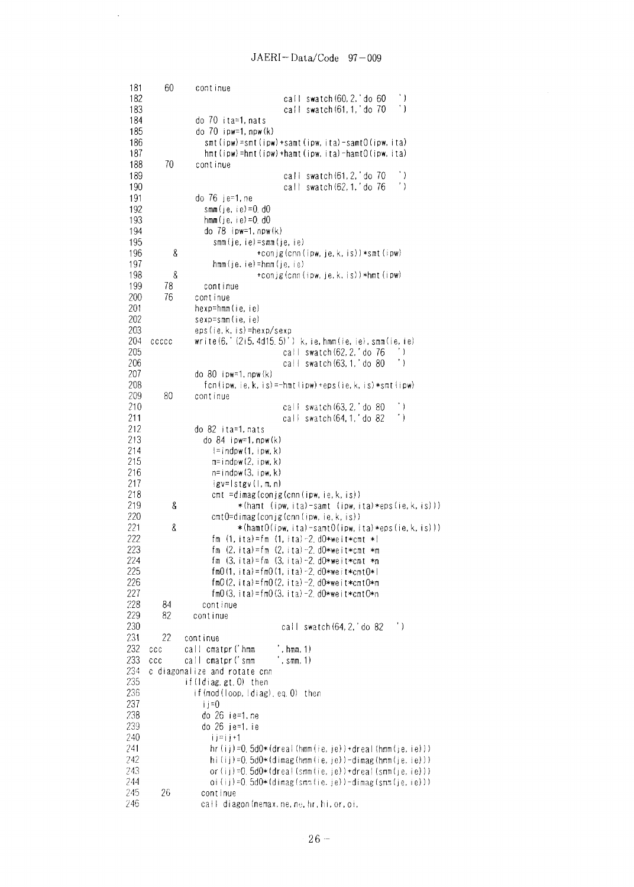```
181   60    continue
182                          call swatch(60,2,'do 60   ')
183                          call swatch(61,1,'do 70   ')
184         do 70 ita=1,nats
185         do 70 ipw=1,npw(k)
186           smt(ipw)=smt(ipw)+samt(ipw,ita)-samt0(ipw,ita)
187           hmt(ipw)=hmt(ipw)+hamt(ipw,ita)-hamt0(ipw,ita)
188   70    continue
189                          call swatch(61,2,'do 70   ')
190                          call swatch(62,1,'do 76   ')
191         do 76 je=1,ne
192           smm(je,ie)=0.d0
193           hmm(je,ie)=0.d0
194           do 78 ipw=1,npw(k)
195             smm(je,ie)=smm(je,ie)
196      &              +conjg(cnn(ipw,je,k,is))*smt(ipw)
197             hmm(je,ie)=hmm(je,ie)
198      &              +conjg(cnn(ipw,je,k,is))*hmt(ipw)
199   78      continue
200   76    continue
201         hexp=hmm(ie,ie)
202         sexp=smm(ie,ie)
203         eps(ie,k,is)=hexp/sexp
204 ccccc   write(6,'(2i5,4d15.5)') k,ie,hmm(ie,ie),smm(ie,ie)
205                          call swatch(62,2,'do 76   ')
206                          call swatch(63,1,'do 80   ')
207         do 80 ipw=1,npw(k)
208           fcn(ipw,ie,k,is)=-hmt(ipw)+eps(ie,k,is)*smt(ipw)
209   80    continue
210                          call swatch(63,2,'do 80   ')
211                          call swatch(64,1,'do 82   ')
212         do 82 ita=1,nats
213           do 84 ipw=1,npw(k)
214             l=indpw(1,ipw,k)
215             m=indpw(2,ipw,k)
216             n=indpw(3,ipw,k)
217             igv=lstgv(l,m,n)
218             cmt =dimag(conjg(cnn(ipw,ie,k,is))
219      &           *(hamt (ipw,ita)-samt (ipw,ita)*eps(ie,k,is)))
220             cmt0=dimag(conjg(cnn(ipw,ie,k,is))
221      &           *(hamt0(ipw,ita)-samt0(ipw,ita)*eps(ie,k,is)))
222             fm (1,ita)=fm (1,ita)-2.d0*weit*cmt *l
223             fm (2,ita)=fm (2,ita)-2.d0*weit*cmt *m
224             fm (3,ita)=fm (3,ita)-2.d0*weit*cmt *n
225             fm0(1,ita)=fm0(1,ita)-2.d0*weit*cmt0*l
226             fm0(2,ita)=fm0(2,ita)-2.d0*weit*cmt0*m
227             fm0(3,ita)=fm0(3,ita)-2.d0*weit*cmt0*n
228   84      continue
229   82    continue
230                          call swatch(64,2,'do 82   ')
231   22  continue
232 ccc   call cmatpr('hmm      ',hmm,1)
233 ccc   call cmatpr('smm      ',smm,1)
234 c diagonalize and rotate cnn
235         if(ldiag.gt.0) then
236           if(mod(loop,ldiag).eq.0) then
237             ij=0
238             do 26 ie=1,ne
239             do 26 je=1,ie
240               ij=ij+1
241               hr(ij)=0.5d0*(dreal(hmm(ie,je))+dreal(hmm(je,ie)))
242               hi(ij)=0.5d0*(dimag(hmm(ie,je))-dimag(hmm(je,ie)))
243               or(ij)=0.5d0*(dreal(smm(ie,je))+dreal(smm(je,ie)))
244               oi(ij)=0.5d0*(dimag(smm(ie,je))-dimag(smm(je,ie)))
245   26        continue
246             call diagon(nemax,ne,ne,hr,hi,or,oi,
```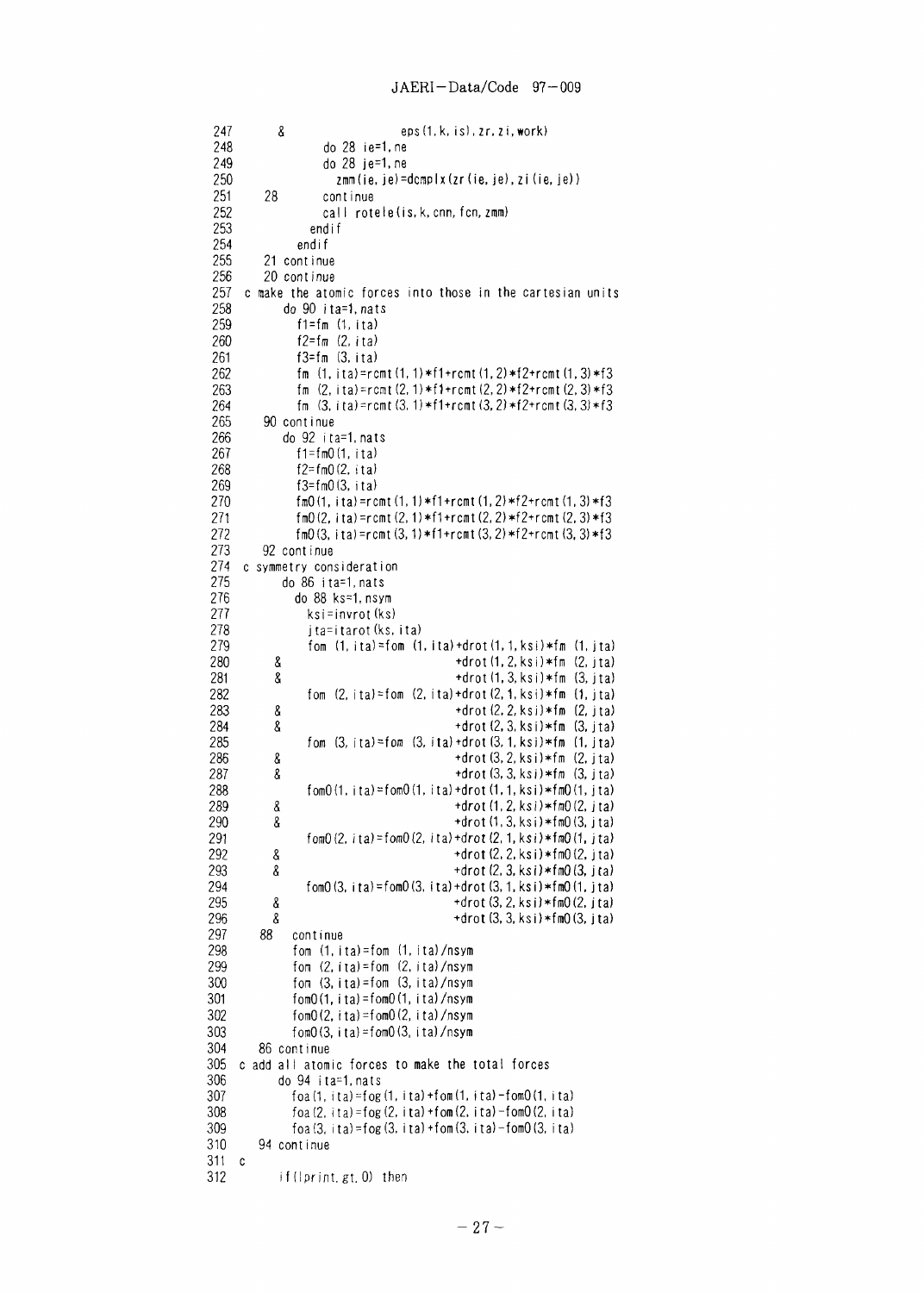```
247         &                    eps(1,k,is),zr,zi,work)
248                do 28 ie=1,ne
249                do 28 je=1,ne
250                  zmm(ie,je)=dcmplx(zr(ie,je),zi(ie,je))
251      28        continue
252                call rotele(is,k,cnn,fcn,zmm)
253              endif
254            endif
255      21 continue
256      20 continue
257   c make the atomic forces into those in the cartesian units
258         do 90 ita=1,nats
259           f1=fm (1,ita)
260           f2=fm (2,ita)
261           f3=fm (3,ita)
262           fm (1,ita)=rcmt(1,1)*f1+rcmt(1,2)*f2+rcmt(1,3)*f3
263           fm (2,ita)=rcmt(2,1)*f1+rcmt(2,2)*f2+rcmt(2,3)*f3
264           fm (3,ita)=rcmt(3,1)*f1+rcmt(3,2)*f2+rcmt(3,3)*f3
265      90 continue
266         do 92 ita=1,nats
267           f1=fm0(1,ita)
268           f2=fm0(2,ita)
269           f3=fm0(3,ita)
270           fm0(1,ita)=rcmt(1,1)*f1+rcmt(1,2)*f2+rcmt(1,3)*f3
271           fm0(2,ita)=rcmt(2,1)*f1+rcmt(2,2)*f2+rcmt(2,3)*f3
272           fm0(3,ita)=rcmt(3,1)*f1+rcmt(3,2)*f2+rcmt(3,3)*f3
273      92 continue
274   c symmetry consideration
275         do 86 ita=1,nats
276           do 88 ks=1,nsym
277             ksi=invrot(ks)
278             jta=itarot(ks,ita)
279             fom (1,ita)=fom (1,ita)+drot(1,1,ksi)*fm (1,jta)
280        &                           +drot(1,2,ksi)*fm (2,jta)
281        &                           +drot(1,3,ksi)*fm (3,jta)
282             fom (2,ita)=fom (2,ita)+drot(2,1,ksi)*fm (1,jta)
283        &                           +drot(2,2,ksi)*fm (2,jta)
284        &                           +drot(2,3,ksi)*fm (3,jta)
285             fom (3,ita)=fom (3,ita)+drot(3,1,ksi)*fm (1,jta)
286        &                           +drot(3,2,ksi)*fm (2,jta)
287        &                           +drot(3,3,ksi)*fm (3,jta)
288             fom0(1,ita)=fom0(1,ita)+drot(1,1,ksi)*fm0(1,jta)
289        &                           +drot(1,2,ksi)*fm0(2,jta)
290        &                           +drot(1,3,ksi)*fm0(3,jta)
291             fom0(2,ita)=fom0(2,ita)+drot(2,1,ksi)*fm0(1,jta)
292        &                           +drot(2,2,ksi)*fm0(2,jta)
293        &                           +drot(2,3,ksi)*fm0(3,jta)
294             fom0(3,ita)=fom0(3,ita)+drot(3,1,ksi)*fm0(1,jta)
295        &                           +drot(3,2,ksi)*fm0(2,jta)
296        &                           +drot(3,3,ksi)*fm0(3,jta)
297      88   continue
298           fom (1,ita)=fom (1,ita)/nsym
299           fom (2,ita)=fom (2,ita)/nsym
300           fom (3,ita)=fom (3,ita)/nsym
301           fom0(1,ita)=fom0(1,ita)/nsym
302           fom0(2,ita)=fom0(2,ita)/nsym
303           fom0(3,ita)=fom0(3,ita)/nsym
304      86 continue
305   c add all atomic forces to make the total forces
306         do 94 ita=1,nats
307           foa(1,ita)=fog(1,ita)+fom(1,ita)-fom0(1,ita)
308           foa(2,ita)=fog(2,ita)+fom(2,ita)-fom0(2,ita)
309           foa(3,ita)=fog(3,ita)+fom(3,ita)-fom0(3,ita)
310      94 continue
311   c
312         if(lprint.gt.0) then
```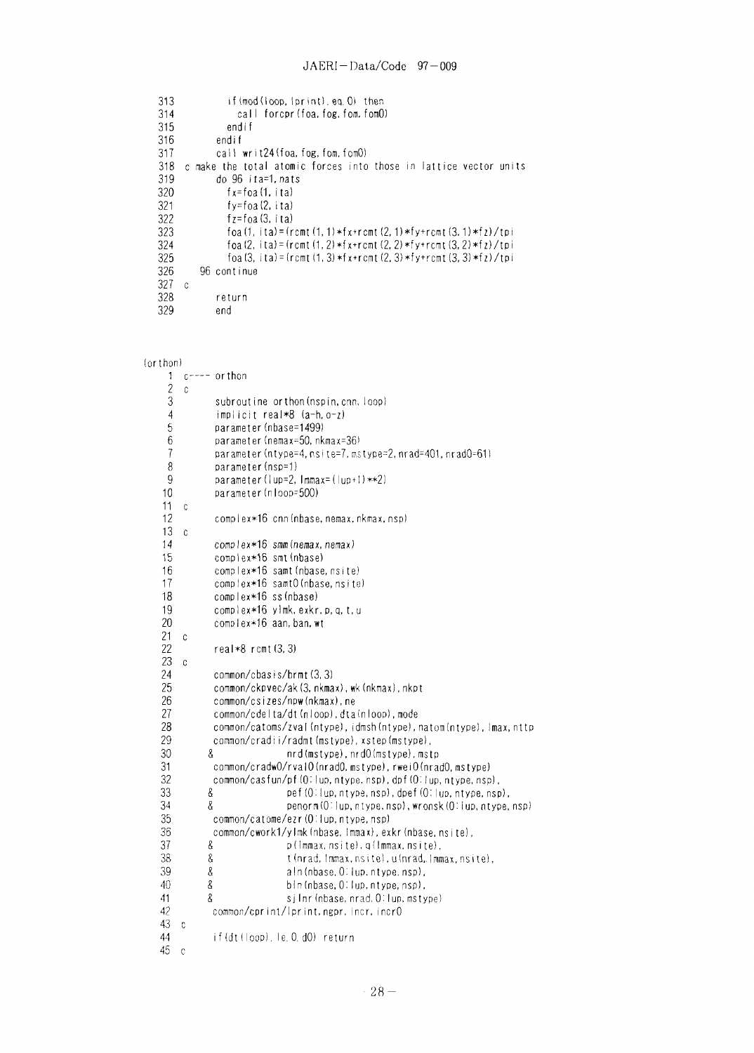```
313           if(mod(loop,lprint).eq.0) then
314             call forcpr(foa,fog,fom,fom0)
315           endif
316         endif
317         call writ24(foa,fog,fom,fom0)
318 c make the total atomic forces into those in lattice vector units
319         do 96 ita=1,nats
320           fx=foa(1,ita)
321           fy=foa(2,ita)
322           fz=foa(3,ita)
323           foa(1,ita)=(rcmt(1,1)*fx+rcmt(2,1)*fy+rcmt(3,1)*fz)/tpi
324           foa(2,ita)=(rcmt(1,2)*fx+rcmt(2,2)*fy+rcmt(3,2)*fz)/tpi
325           foa(3,ita)=(rcmt(1,3)*fx+rcmt(2,3)*fy+rcmt(3,3)*fz)/tpi
326    96 continue
327 c
328         return
329         end
```

(orthon)

```
  1 c---- orthon
  2 c
  3       subroutine orthon(nspin,cnn,loop)
  4       implicit real*8 (a-h,o-z)
  5       parameter(nbase=1499)
  6       parameter(nemax=50,nkmax=36)
  7       parameter(ntype=4,nsite=7,mstype=2,nrad=401,nrad0=61)
  8       parameter(nsp=1)
  9       parameter(lup=2,lmmax=(lup+1)**2)
 10       parameter(nloop=500)
 11 c
 12       complex*16 cnn(nbase,nemax,nkmax,nsp)
 13 c
 14       complex*16 smm(nemax,nemax)
 15       complex*16 smt(nbase)
 16       complex*16 samt(nbase,nsite)
 17       complex*16 samt0(nbase,nsite)
 18       complex*16 ss(nbase)
 19       complex*16 ylmk,exkr,p,q,t,u
 20       complex*16 aan,ban,wt
 21 c
 22       real*8 rcmt(3,3)
 23 c
 24       common/cbasis/brmt(3,3)
 25       common/ckpvec/ak(3,nkmax),wk(nkmax),nkpt
 26       common/csizes/npw(nkmax),ne
 27       common/cdelta/dt(nloop),dta(nloop),mode
 28       common/catoms/zval(ntype),idmsh(ntype),natom(ntype),lmax,nttp
 29       common/cradii/radmt(mstype),xstep(mstype),
 30      &          nrd(mstype),nrd0(mstype),mstp
 31       common/cradw0/rval0(nrad0,mstype),rwei0(nrad0,mstype)
 32       common/casfun/pf(0:lup,ntype,nsp),dpf(0:lup,ntype,nsp),
 33      &          pef(0:lup,ntype,nsp),dpef(0:lup,ntype,nsp),
 34      &          penorm(0:lup,ntype,nsp),wronsk(0:lup,ntype,nsp)
 35       common/catome/ezr(0:lup,ntype,nsp)
 36       common/cwork1/ylmk(nbase,lmmax),exkr(nbase,nsite),
 37      &          p(lmmax,nsite),q(lmmax,nsite),
 38      &          t(nrad,lmmax,nsite),u(nrad,lmmax,nsite),
 39      &          aln(nbase,0:lup,ntype,nsp),
 40      &          bln(nbase,0:lup,ntype,nsp),
 41      &          sjlnr(nbase,nrad,0:lup,mstype)
 42       common/cprint/lprint,ngpr,incr,incr0
 43 c
 44       if(dt(loop).le.0.d0) return
 45 c
```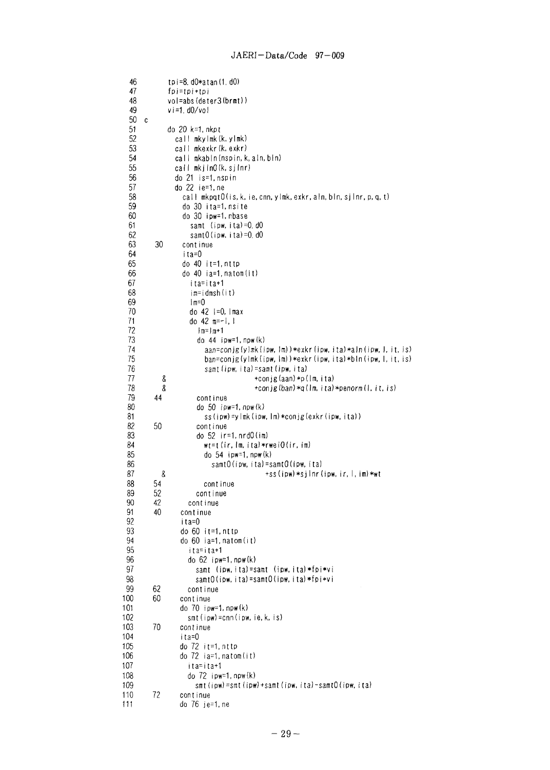```
 46          tpi=8.d0*atan(1.d0)
 47          fpi=tpi+tpi
 48          vol=abs(deter3(brmt))
 49          vi=1.d0/vol
 50    c
 51          do 20 k=1,nkpt
 52            call mkylmk(k,ylmk)
 53            call mkexkr(k,exkr)
 54            call mkabln(nspin,k,aln,bln)
 55            call mkjln0(k,sjlnr)
 56            do 21 is=1,nspin
 57            do 22 ie=1,ne
 58              call mkpqt0(is,k,ie,cnn,ylmk,exkr,aln,bln,sjlnr,p,q,t)
 59              do 30 ita=1,nsite
 60              do 30 ipw=1,nbase
 61                samt (ipw,ita)=0.d0
 62                samt0(ipw,ita)=0.d0
 63     30       continue
 64              ita=0
 65              do 40 it=1,nttp
 66              do 40 ia=1,natom(it)
 67                ita=ita+1
 68                im=idmsh(it)
 69                lm=0
 70                do 42 l=0,lmax
 71                do 42 m=-l,l
 72                  lm=lm+1
 73                  do 44 ipw=1,npw(k)
 74                    aan=conjg(ylmk(ipw,lm))*exkr(ipw,ita)*aln(ipw,l,it,is)
 75                    ban=conjg(ylmk(ipw,lm))*exkr(ipw,ita)*bln(ipw,l,it,is)
 76                    samt(ipw,ita)=samt(ipw,ita)
 77       &                        +conjg(aan)*p(lm,ita)
 78       &                        +conjg(ban)*q(lm,ita)*penorm(l,it,is)
 79     44           continue
 80                  do 50 ipw=1,npw(k)
 81                    ss(ipw)=ylmk(ipw,lm)*conjg(exkr(ipw,ita))
 82     50           continue
 83                  do 52 ir=1,nrd0(im)
 84                    wt=t(ir,lm,ita)*rwei0(ir,im)
 85                    do 54 ipw=1,npw(k)
 86                      samt0(ipw,ita)=samt0(ipw,ita)
 87       &                            +ss(ipw)*sjlnr(ipw,ir,l,im)*wt
 88     54             continue
 89     52           continue
 90     42         continue
 91     40       continue
 92              ita=0
 93              do 60 it=1,nttp
 94              do 60 ia=1,natom(it)
 95                ita=ita+1
 96                do 62 ipw=1,npw(k)
 97                  samt (ipw,ita)=samt (ipw,ita)*fpi*vi
 98                  samt0(ipw,ita)=samt0(ipw,ita)*fpi*vi
 99     62         continue
100     60       continue
101              do 70 ipw=1,npw(k)
102                smt(ipw)=cnn(ipw,ie,k,is)
103     70       continue
104              ita=0
105              do 72 it=1,nttp
106              do 72 ia=1,natom(it)
107                ita=ita+1
108                do 72 ipw=1,npw(k)
109                  smt(ipw)=smt(ipw)+samt(ipw,ita)-samt0(ipw,ita)
110     72       continue
111              do 76 je=1,ne
```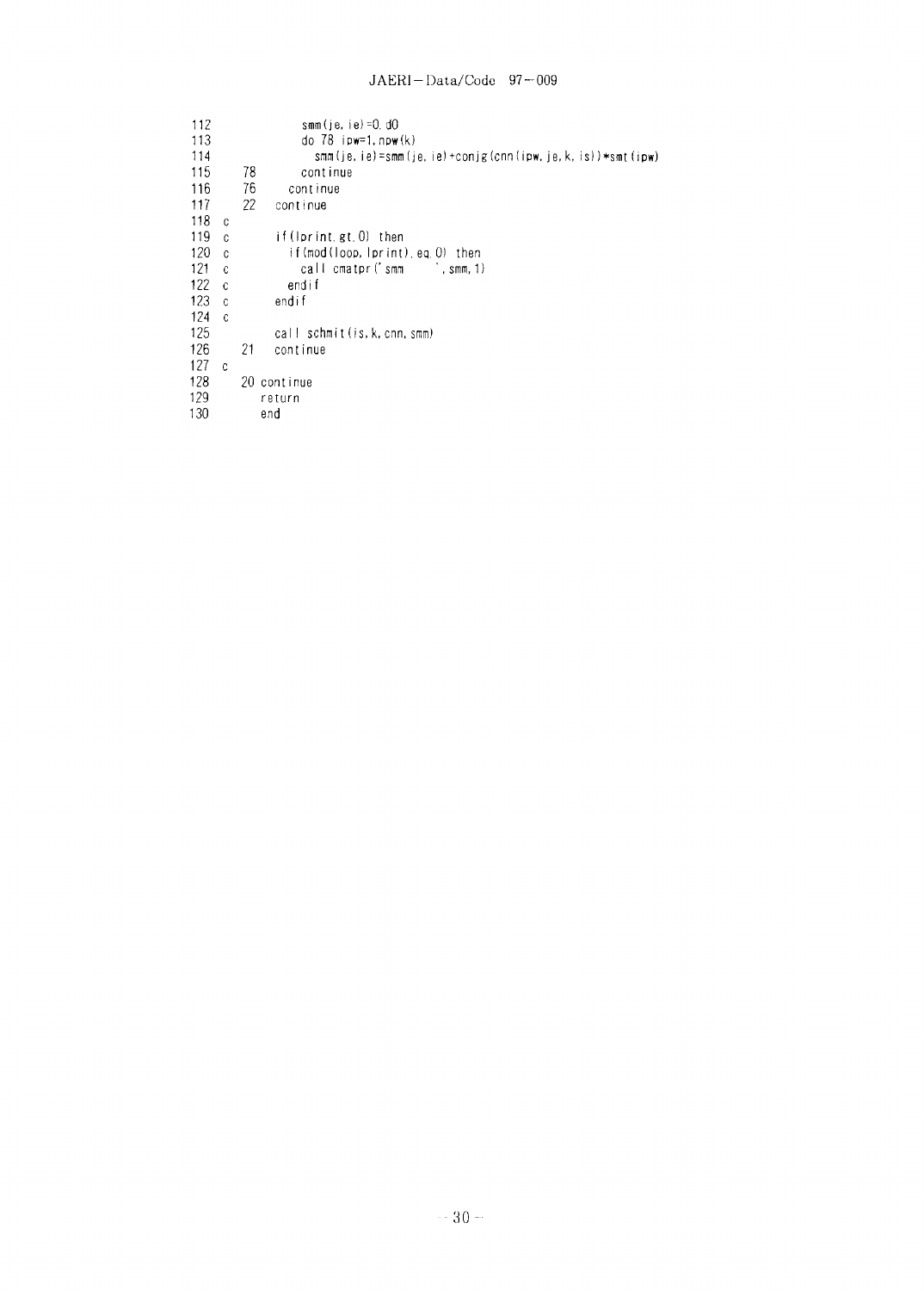```
112                 smm(je,ie)=0.d0
113                 do 78 ipw=1,npw(k)
114                   smm(je,ie)=smm(je,ie)+conjg(cnn(ipw,je,k,is))*smt(ipw)
115        78       continue
116        76     continue
117        22   continue
118   c
119   c         if(lprint.gt.0) then
120   c           if(mod(loop,lprint).eq.0) then
121   c             call cmatpr('smm       ',smm,1)
122   c           endif
123   c         endif
124   c
125             call schmit(is,k,cnn,smm)
126        21   continue
127   c
128        20 continue
129           return
130           end
```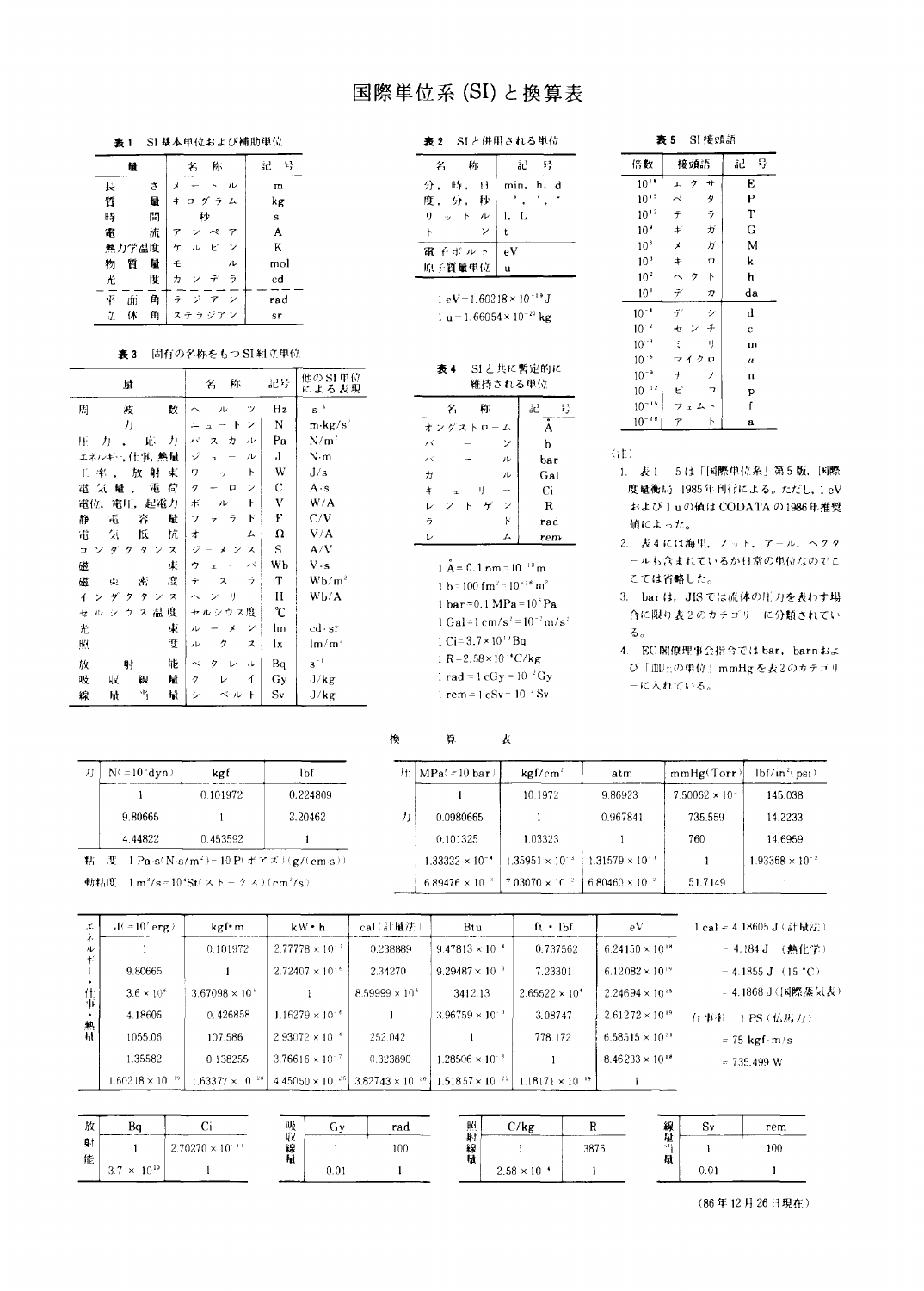# 国際単位系 (SI) と換算表

**表 1　SI 基本単位および補助単位**

| 量 | 名　称 | 記　号 |
|---|---|---|
| 長　さ | メートル | m |
| 質　量 | キログラム | kg |
| 時　間 | 秒 | s |
| 電　流 | アンペア | A |
| 熱力学温度 | ケルビン | K |
| 物質量 | モル | mol |
| 光　度 | カンデラ | cd |
| 平面角 | ラジアン | rad |
| 立体角 | ステラジアン | sr |

**表 2　SI と併用される単位**

| 名　称 | 記　号 |
|---|---|
| 分，時，日 | min, h, d |
| 度，分，秒 | °, ′, ″ |
| リットル | l, L |
| トン | t |
| 電子ボルト | eV |
| 原子質量単位 | u |

$1\ \mathrm{eV} = 1.60218 \times 10^{-19}\ \mathrm{J}$

$1\ \mathrm{u} = 1.66054 \times 10^{-27}\ \mathrm{kg}$

**表 3　固有の名称をもつ SI 組立単位**

| 量 | 名　称 | 記号 | 他の SI 単位による表現 |
|---|---|---|---|
| 周波数 | ヘルツ | Hz | $s^{-1}$ |
| 力 | ニュートン | N | $m \cdot kg/s^2$ |
| 圧力，応力 | パスカル | Pa | $N/m^2$ |
| エネルギー，仕事，熱量 | ジュール | J | N·m |
| 工率，放射束 | ワット | W | J/s |
| 電気量，電荷 | クーロン | C | A·s |
| 電位，電圧，起電力 | ボルト | V | W/A |
| 静電容量 | ファラド | F | C/V |
| 電気抵抗 | オーム | Ω | V/A |
| コンダクタンス | ジーメンス | S | A/V |
| 磁束 | ウェーバ | Wb | V·s |
| 磁束密度 | テスラ | T | $Wb/m^2$ |
| インダクタンス | ヘンリー | H | Wb/A |
| セルシウス温度 | セルシウス度 | ℃ | |
| 光束 | ルーメン | lm | cd·sr |
| 照度 | ルクス | lx | $lm/m^2$ |
| 放射能 | ベクレル | Bq | $s^{-1}$ |
| 吸収線量 | グレイ | Gy | J/kg |
| 線量当量 | シーベルト | Sv | J/kg |

**表 4　SI と共に暫定的に維持される単位**

| 名　称 | 記　号 |
|---|---|
| オングストローム | Å |
| バーン | b |
| バール | bar |
| ガル | Gal |
| キュリー | Ci |
| レントゲン | R |
| ラド | rad |
| レム | rem |

$1\ \text{Å} = 0.1\ \mathrm{nm} = 10^{-10}\ \mathrm{m}$

$1\ \mathrm{b} = 100\ \mathrm{fm^2} = 10^{-28}\ \mathrm{m^2}$

$1\ \mathrm{bar} = 0.1\ \mathrm{MPa} = 10^5\ \mathrm{Pa}$

$1\ \mathrm{Gal} = 1\ \mathrm{cm/s^2} = 10^{-2}\ \mathrm{m/s^2}$

$1\ \mathrm{Ci} = 3.7 \times 10^{10}\ \mathrm{Bq}$

$1\ \mathrm{R} = 2.58 \times 10^{-4}\ \mathrm{C/kg}$

$1\ \mathrm{rad} = 1\ \mathrm{cGy} = 10^{-2}\ \mathrm{Gy}$

$1\ \mathrm{rem} = 1\ \mathrm{cSv} = 10^{-2}\ \mathrm{Sv}$

**表 5　SI 接頭語**

| 倍数 | 接頭語 | 記　号 |
|---|---|---|
| $10^{18}$ | エクサ | E |
| $10^{15}$ | ペタ | P |
| $10^{12}$ | テラ | T |
| $10^{9}$ | ギガ | G |
| $10^{6}$ | メガ | M |
| $10^{3}$ | キロ | k |
| $10^{2}$ | ヘクト | h |
| $10^{1}$ | デカ | da |
| $10^{-1}$ | デシ | d |
| $10^{-2}$ | センチ | c |
| $10^{-3}$ | ミリ | m |
| $10^{-6}$ | マイクロ | μ |
| $10^{-9}$ | ナノ | n |
| $10^{-12}$ | ピコ | p |
| $10^{-15}$ | フェムト | f |
| $10^{-18}$ | アト | a |

(注)

1. 表1－5は「国際単位系」第5版，国際度量衡局 1985年刊行による。ただし，1 eV および 1 u の値は CODATA の1986年推奨値によった。
2. 表4には海里，ノット，アール，ヘクタールも含まれているが日常の単位なのでここでは省略した。
3. bar は，JIS では流体の圧力を表わす場合に限り表2のカテゴリーに分類されている。
4. EC閣僚理事会指令では bar，barn および「血圧の単位」mmHg を表2のカテゴリーに入れている。

## 換　算　表

**力**

| N(=$10^5$dyn) | kgf | lbf |
|---|---|---|
| 1 | 0.101972 | 0.224809 |
| 9.80665 | 1 | 2.20462 |
| 4.44822 | 0.453592 | 1 |

粘　度　1 Pa·s(N·s/m²)＝10 P(ポアズ)(g/(cm·s))

動粘度　1 m²/s＝10⁴St(ストークス)(cm²/s)

**圧力**

| MPa(=10 bar) | kgf/cm² | atm | mmHg(Torr) | lbf/in²(psi) |
|---|---|---|---|---|
| 1 | 10.1972 | 9.86923 | $7.50062 \times 10^{3}$ | 145.038 |
| 0.0980665 | 1 | 0.967841 | 735.559 | 14.2233 |
| 0.101325 | 1.03323 | 1 | 760 | 14.6959 |
| $1.33322 \times 10^{-4}$ | $1.35951 \times 10^{-3}$ | $1.31579 \times 10^{-3}$ | 1 | $1.93368 \times 10^{-2}$ |
| $6.89476 \times 10^{-3}$ | $7.03070 \times 10^{-2}$ | $6.80460 \times 10^{-2}$ | 51.7149 | 1 |

**エネルギー・仕事・熱量**

| J(=$10^7$erg) | kgf·m | kW·h | cal(計量法) | Btu | ft·lbf | eV |
|---|---|---|---|---|---|---|
| 1 | 0.101972 | $2.77778 \times 10^{-7}$ | 0.238889 | $9.47813 \times 10^{-4}$ | 0.737562 | $6.24150 \times 10^{18}$ |
| 9.80665 | 1 | $2.72407 \times 10^{-6}$ | 2.34270 | $9.29487 \times 10^{-3}$ | 7.23301 | $6.12082 \times 10^{19}$ |
| $3.6 \times 10^{6}$ | $3.67098 \times 10^{5}$ | 1 | $8.59999 \times 10^{5}$ | 3412.13 | $2.65522 \times 10^{6}$ | $2.24694 \times 10^{25}$ |
| 4.18605 | 0.426858 | $1.16279 \times 10^{-6}$ | 1 | $3.96759 \times 10^{-3}$ | 3.08747 | $2.61272 \times 10^{19}$ |
| 1055.06 | 107.586 | $2.93072 \times 10^{-4}$ | 252.042 | 1 | 778.172 | $6.58515 \times 10^{21}$ |
| 1.35582 | 0.138255 | $3.76616 \times 10^{-7}$ | 0.323890 | $1.28506 \times 10^{-3}$ | 1 | $8.46233 \times 10^{18}$ |
| $1.60218 \times 10^{-19}$ | $1.63377 \times 10^{-20}$ | $4.45050 \times 10^{-26}$ | $3.82743 \times 10^{-20}$ | $1.51857 \times 10^{-22}$ | $1.18171 \times 10^{-19}$ | 1 |

1 cal＝4.18605 J（計量法）

　＝4.184 J　（熱化学）

　＝4.1855 J（15 ℃）

　＝4.1868 J（国際蒸気表）

仕事率　1 PS（仏馬力）

　＝75 kgf·m/s

　＝735.499 W

**放射能**

| Bq | Ci |
|---|---|
| 1 | $2.70270 \times 10^{-11}$ |
| $3.7 \times 10^{10}$ | 1 |

**吸収線量**

| Gy | rad |
|---|---|
| 1 | 100 |
| 0.01 | 1 |

**照射線量**

| C/kg | R |
|---|---|
| 1 | 3876 |
| $2.58 \times 10^{-4}$ | 1 |

**線量当量**

| Sv | rem |
|---|---|
| 1 | 100 |
| 0.01 | 1 |

(86年12月26日現在)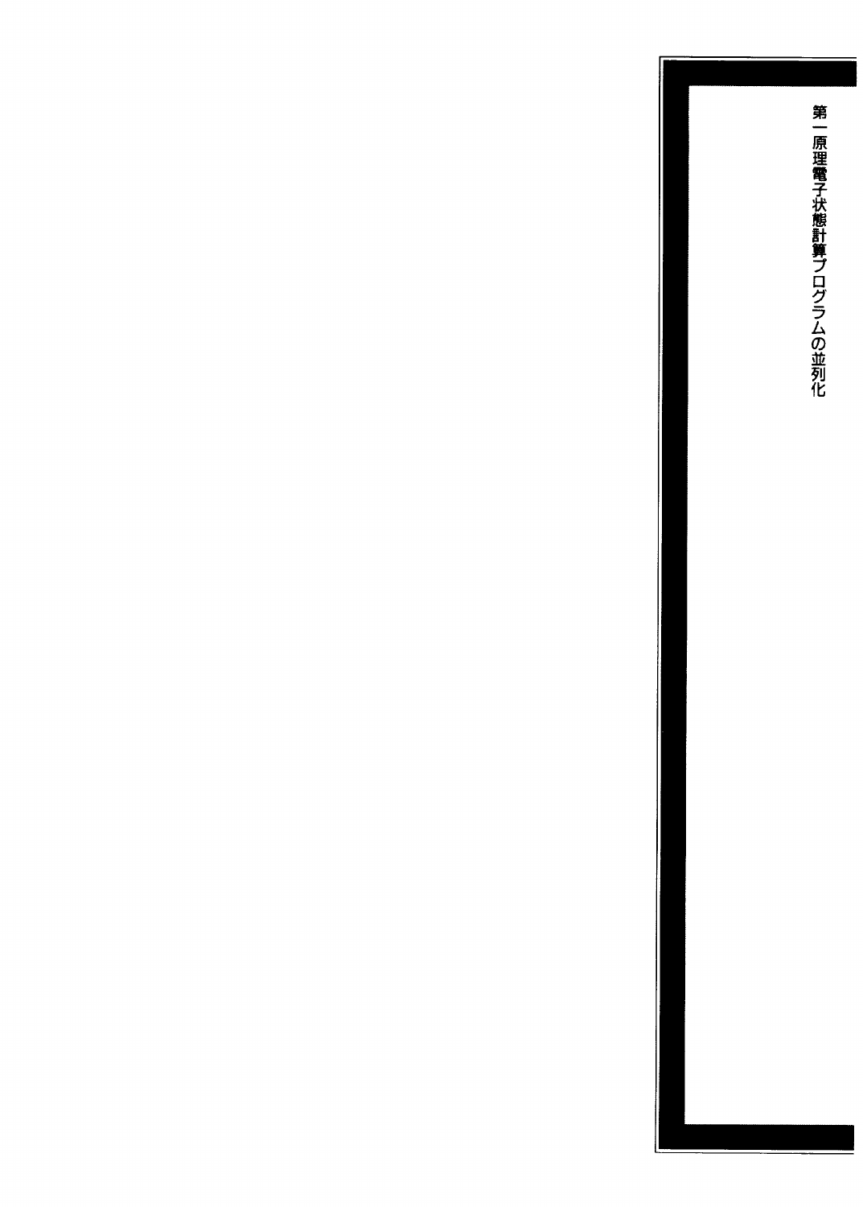第一原理電子状態計算プログラムの並列化